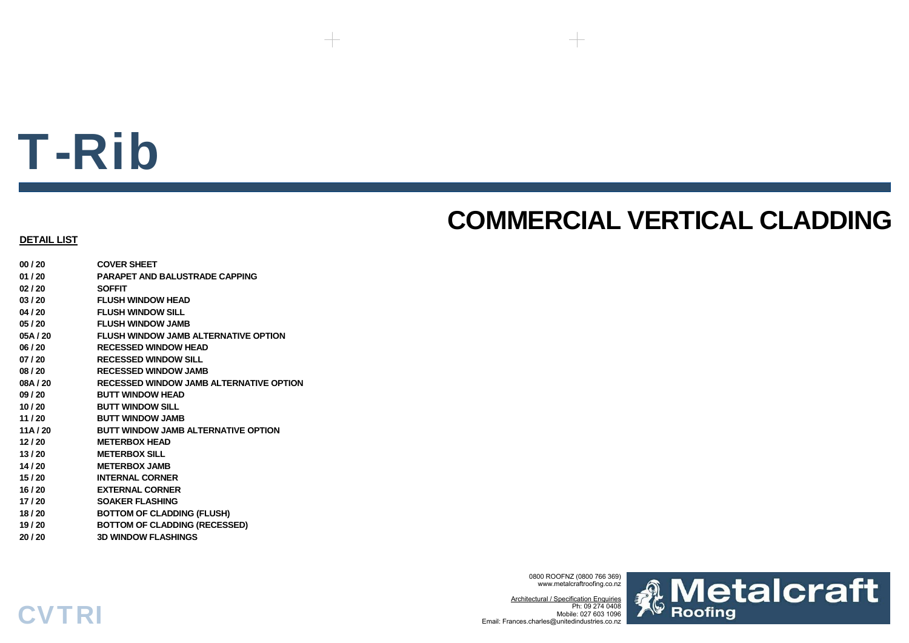# T-Rib

## COMMERCIAL VERTICAL CLADDING

**DETAIL LIST**

| | |
|---|---|
| **00 / 20** | **COVER SHEET** |
| **01 / 20** | **PARAPET AND BALUSTRADE CAPPING** |
| **02 / 20** | **SOFFIT** |
| **03 / 20** | **FLUSH WINDOW HEAD** |
| **04 / 20** | **FLUSH WINDOW SILL** |
| **05 / 20** | **FLUSH WINDOW JAMB** |
| **05A / 20** | **FLUSH WINDOW JAMB ALTERNATIVE OPTION** |
| **06 / 20** | **RECESSED WINDOW HEAD** |
| **07 / 20** | **RECESSED WINDOW SILL** |
| **08 / 20** | **RECESSED WINDOW JAMB** |
| **08A / 20** | **RECESSED WINDOW JAMB ALTERNATIVE OPTION** |
| **09 / 20** | **BUTT WINDOW HEAD** |
| **10 / 20** | **BUTT WINDOW SILL** |
| **11 / 20** | **BUTT WINDOW JAMB** |
| **11A / 20** | **BUTT WINDOW JAMB ALTERNATIVE OPTION** |
| **12 / 20** | **METERBOX HEAD** |
| **13 / 20** | **METERBOX SILL** |
| **14 / 20** | **METERBOX JAMB** |
| **15 / 20** | **INTERNAL CORNER** |
| **16 / 20** | **EXTERNAL CORNER** |
| **17 / 20** | **SOAKER FLASHING** |
| **18 / 20** | **BOTTOM OF CLADDING (FLUSH)** |
| **19 / 20** | **BOTTOM OF CLADDING (RECESSED)** |
| **20 / 20** | **3D WINDOW FLASHINGS** |

**CVTRI**

0800 ROOFNZ (0800 766 369)
www.metalcraftroofing.co.nz

Architectural / Specification Enquiries
Ph: 09 274 0408
Mobile: 027 603 1096
Email: Frances.charles@unitedindustries.co.nz

Metalcraft Roofing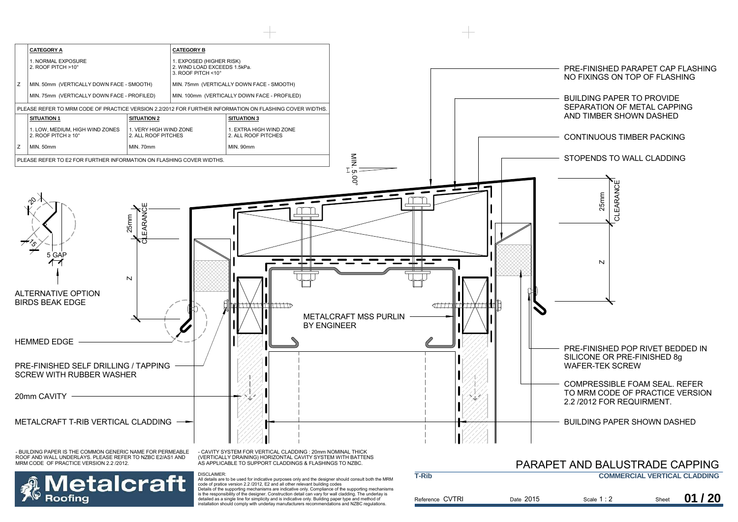| | **CATEGORY A** | **CATEGORY B** |
|---|---|---|
| | 1. NORMAL EXPOSURE<br>2. ROOF PITCH >10° | 1. EXPOSED (HIGHER RISK)<br>2. WIND LOAD EXCEEDS 1.5kPa.<br>3. ROOF PITCH <10° |
| Z | MIN. 50mm (VERTICALLY DOWN FACE - SMOOTH) | MIN. 75mm (VERTICALLY DOWN FACE - SMOOTH) |
| | MIN. 75mm (VERTICALLY DOWN FACE - PROFILED) | MIN. 100mm (VERTICALLY DOWN FACE - PROFILED) |

PLEASE REFER TO MRM CODE OF PRACTICE VERSION 2.2/2012 FOR FURTHER INFORMATION ON FLASHING COVER WIDTHS.

| | **SITUATION 1** | **SITUATION 2** | **SITUATION 3** |
|---|---|---|---|
| | 1. LOW, MEDIUM, HIGH WIND ZONES<br>2. ROOF PITCH ≥ 10° | 1. VERY HIGH WIND ZONE<br>2. ALL ROOF PITCHES | 1. EXTRA HIGH WIND ZONE<br>2. ALL ROOF PITCHES |
| Z | MIN. 50mm | MIN. 70mm | MIN. 90mm |

PLEASE REFER TO E2 FOR FURTHER INFORMATION ON FLASHING COVER WIDTHS.

20
15
5 GAP
ALTERNATIVE OPTION
BIRDS BEAK EDGE

25mm CLEARANCE
Z

MIN. 5.00°

PRE-FINISHED PARAPET CAP FLASHING
NO FIXINGS ON TOP OF FLASHING

BUILDING PAPER TO PROVIDE
SEPARATION OF METAL CAPPING
AND TIMBER SHOWN DASHED

CONTINUOUS TIMBER PACKING

STOPENDS TO WALL CLADDING

METALCRAFT MSS PURLIN
BY ENGINEER

HEMMED EDGE

PRE-FINISHED SELF DRILLING / TAPPING
SCREW WITH RUBBER WASHER

20mm CAVITY

METALCRAFT T-RIB VERTICAL CLADDING

PRE-FINISHED POP RIVET BEDDED IN
SILICONE OR PRE-FINISHED 8g
WAFER-TEK SCREW

COMPRESSIBLE FOAM SEAL. REFER
TO MRM CODE OF PRACTICE VERSION
2.2 /2012 FOR REQUIRMENT.

BUILDING PAPER SHOWN DASHED

- BUILDING PAPER IS THE COMMON GENERIC NAME FOR PERMEABLE ROOF AND WALL UNDERLAYS. PLEASE REFER TO NZBC E2/AS1 AND MRM CODE OF PRACTICE VERSION 2.2 /2012.

- CAVITY SYSTEM FOR VERTICAL CLADDING : 20mm NOMINAL THICK (VERTICALLY DRAINING) HORIZONTAL CAVITY SYSTEM WITH BATTENS AS APPLICABLE TO SUPPORT CLADDINGS & FLASHINGS TO NZBC.

DISCLAIMER:
All details are to be used for indicative purposes only and the designer should consult both the MRM code of pratice version 2.2 /2012, E2 and all other relevant building codes
Details of the supporting mechanisms are indicative only. Compliance of the supporting mechanisms is the responsibility of the designer. Construction detail can vary for wall cladding. The underlay is detailed as a single line for simplicity and is indicative only. Building paper type and method of installation should comply with underlay manufacturers recommendations and NZBC regulations.

Metalcraft Roofing

# PARAPET AND BALUSTRADE CAPPING

**T-Rib** — **COMMERCIAL VERTICAL CLADDING**

Reference CVTRI | Date 2015 | Scale 1 : 2 | Sheet **01 / 20**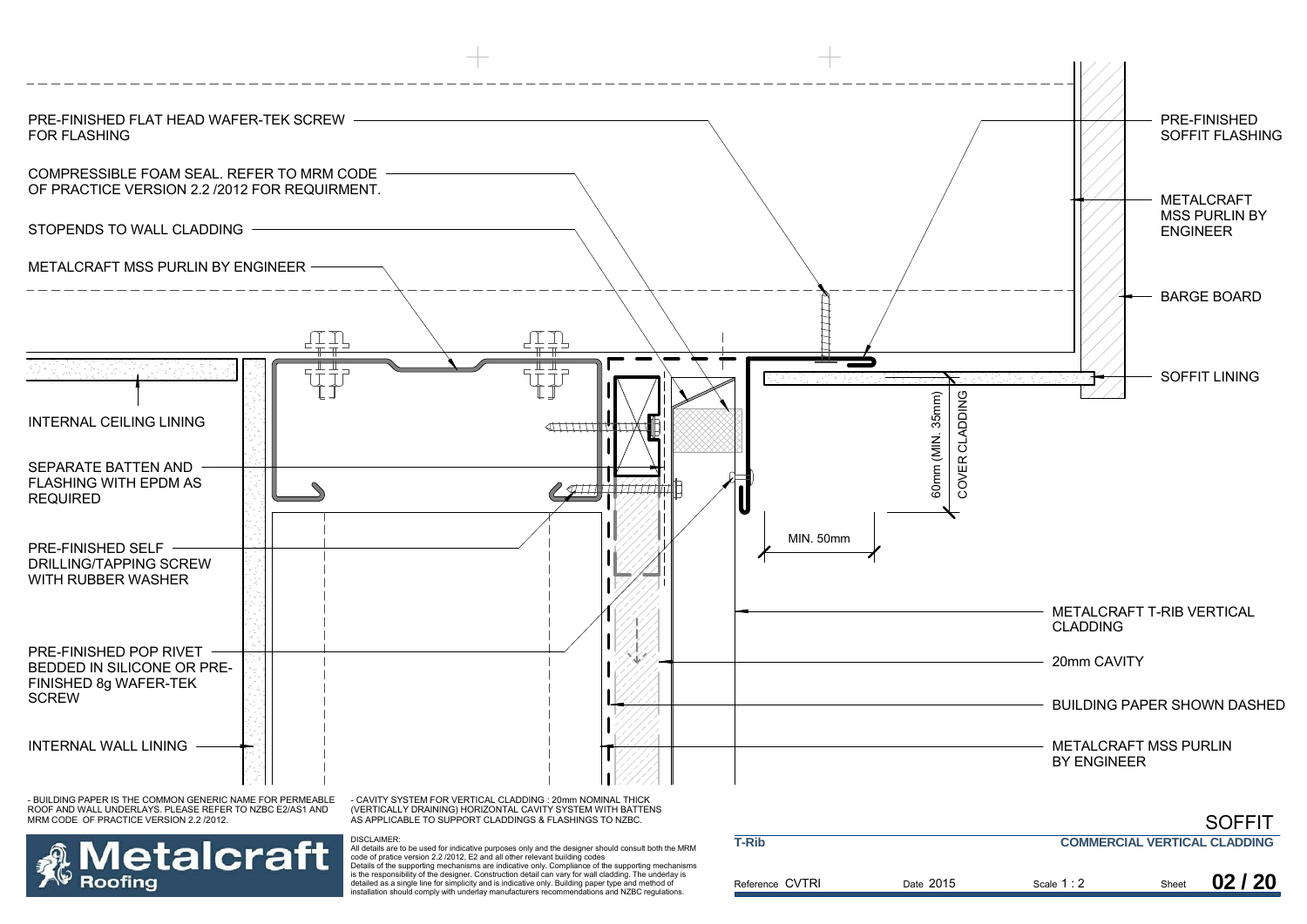PRE-FINISHED FLAT HEAD WAFER-TEK SCREW FOR FLASHING

COMPRESSIBLE FOAM SEAL. REFER TO MRM CODE OF PRACTICE VERSION 2.2 /2012 FOR REQUIRMENT.

STOPENDS TO WALL CLADDING

METALCRAFT MSS PURLIN BY ENGINEER

INTERNAL CEILING LINING

SEPARATE BATTEN AND FLASHING WITH EPDM AS REQUIRED

PRE-FINISHED SELF DRILLING/TAPPING SCREW WITH RUBBER WASHER

PRE-FINISHED POP RIVET BEDDED IN SILICONE OR PRE-FINISHED 8g WAFER-TEK SCREW

INTERNAL WALL LINING

PRE-FINISHED SOFFIT FLASHING

METALCRAFT MSS PURLIN BY ENGINEER

BARGE BOARD

SOFFIT LINING

60mm (MIN. 35mm) COVER CLADDING

MIN. 50mm

METALCRAFT T-RIB VERTICAL CLADDING

20mm CAVITY

BUILDING PAPER SHOWN DASHED

METALCRAFT MSS PURLIN BY ENGINEER

- BUILDING PAPER IS THE COMMON GENERIC NAME FOR PERMEABLE ROOF AND WALL UNDERLAYS. PLEASE REFER TO NZBC E2/AS1 AND MRM CODE OF PRACTICE VERSION 2.2 /2012.

- CAVITY SYSTEM FOR VERTICAL CLADDING : 20mm NOMINAL THICK (VERTICALLY DRAINING) HORIZONTAL CAVITY SYSTEM WITH BATTENS AS APPLICABLE TO SUPPORT CLADDINGS & FLASHINGS TO NZBC.

**Metalcraft Roofing**

DISCLAIMER:
All details are to be used for indicative purposes only and the designer should consult both the MRM code of pratice version 2.2 /2012, E2 and all other relevant building codes
Details of the supporting mechanisms are indicative only. Compliance of the supporting mechanisms is the responsibility of the designer. Construction detail can vary for wall cladding. The underlay is detailed as a single line for simplicity and is indicative only. Building paper type and method of installation should comply with underlay manufacturers recommendations and NZBC regulations.

# SOFFIT

**T-Rib** | **COMMERCIAL VERTICAL CLADDING**

Reference CVTRI | Date 2015 | Scale 1 : 2 | Sheet **02 / 20**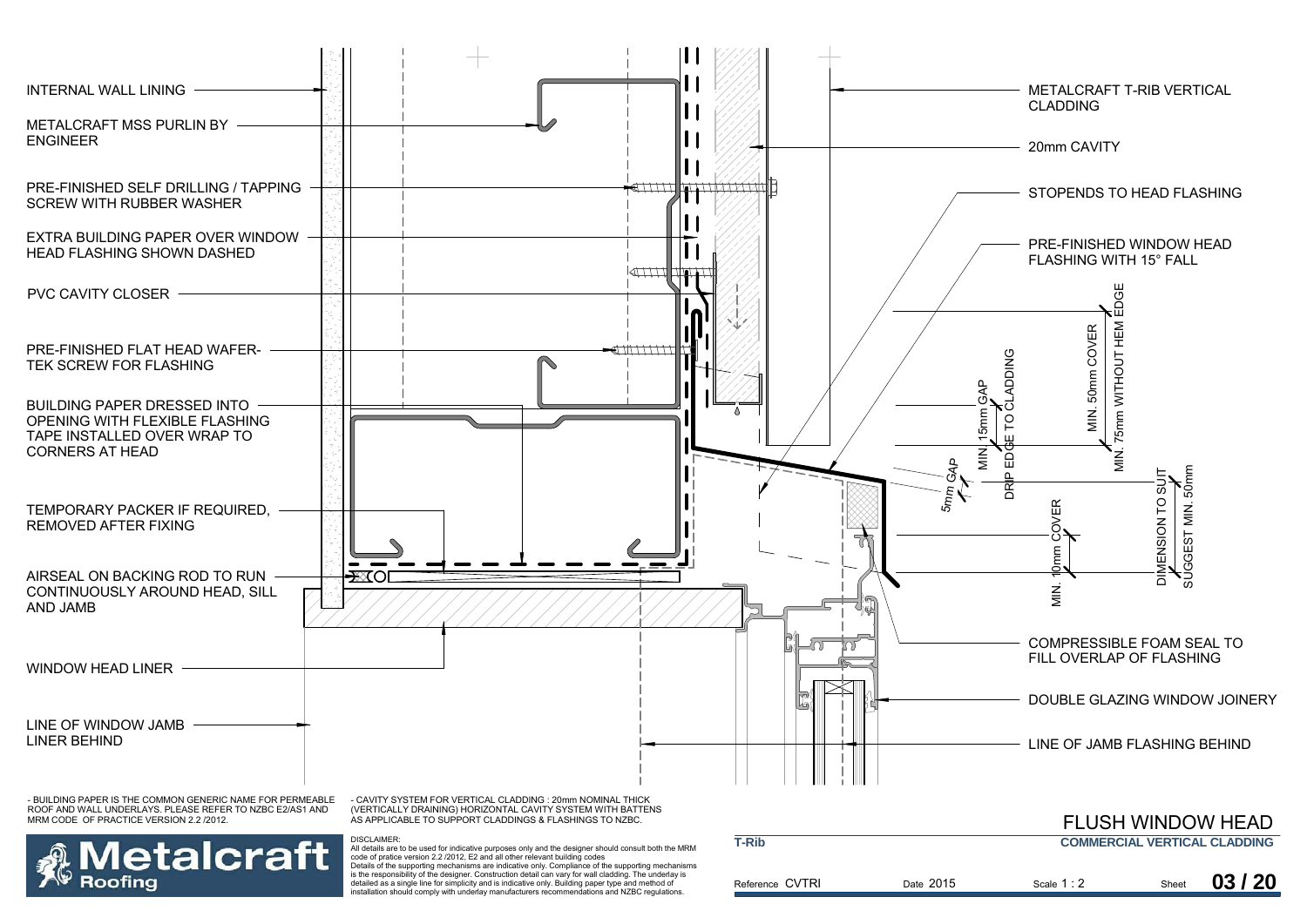INTERNAL WALL LINING

METALCRAFT MSS PURLIN BY ENGINEER

PRE-FINISHED SELF DRILLING / TAPPING SCREW WITH RUBBER WASHER

EXTRA BUILDING PAPER OVER WINDOW HEAD FLASHING SHOWN DASHED

PVC CAVITY CLOSER

PRE-FINISHED FLAT HEAD WAFER-TEK SCREW FOR FLASHING

BUILDING PAPER DRESSED INTO OPENING WITH FLEXIBLE FLASHING TAPE INSTALLED OVER WRAP TO CORNERS AT HEAD

TEMPORARY PACKER IF REQUIRED, REMOVED AFTER FIXING

AIRSEAL ON BACKING ROD TO RUN CONTINUOUSLY AROUND HEAD, SILL AND JAMB

WINDOW HEAD LINER

LINE OF WINDOW JAMB LINER BEHIND

METALCRAFT T-RIB VERTICAL CLADDING

20mm CAVITY

STOPENDS TO HEAD FLASHING

PRE-FINISHED WINDOW HEAD FLASHING WITH 15° FALL

MIN. 75mm WITHOUT HEM EDGE

MIN. 50mm COVER

DRIP EDGE TO CLADDING

MIN. 15mm GAP

5mm GAP

MIN. 10mm COVER

DIMENSION TO SUIT SUGGEST MIN. 50mm

COMPRESSIBLE FOAM SEAL TO FILL OVERLAP OF FLASHING

DOUBLE GLAZING WINDOW JOINERY

LINE OF JAMB FLASHING BEHIND

- BUILDING PAPER IS THE COMMON GENERIC NAME FOR PERMEABLE ROOF AND WALL UNDERLAYS. PLEASE REFER TO NZBC E2/AS1 AND MRM CODE OF PRACTICE VERSION 2.2 /2012.

- CAVITY SYSTEM FOR VERTICAL CLADDING : 20mm NOMINAL THICK (VERTICALLY DRAINING) HORIZONTAL CAVITY SYSTEM WITH BATTENS AS APPLICABLE TO SUPPORT CLADDINGS & FLASHINGS TO NZBC.

DISCLAIMER:
All details are to be used for indicative purposes only and the designer should consult both the MRM code of pratice version 2.2 /2012, E2 and all other relevant building codes
Details of the supporting mechanisms are indicative only. Compliance of the supporting mechanisms is the responsibility of the designer. Construction detail can vary for wall cladding. The underlay is detailed as a single line for simplicity and is indicative only. Building paper type and method of installation should comply with underlay manufacturers recommendations and NZBC regulations.

# FLUSH WINDOW HEAD

**T-Rib** — **COMMERCIAL VERTICAL CLADDING**

Reference CVTRI | Date 2015 | Scale 1 : 2 | Sheet **03 / 20**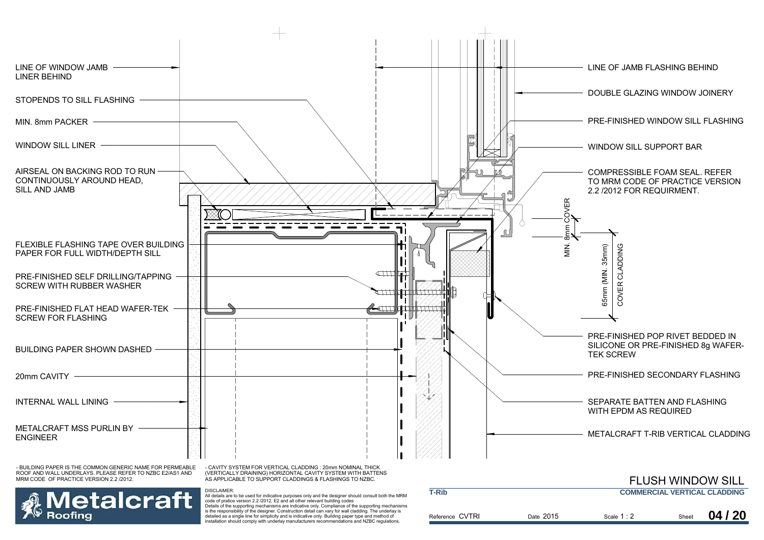LINE OF WINDOW JAMB LINER BEHIND

STOPENDS TO SILL FLASHING

MIN. 8mm PACKER

WINDOW SILL LINER

AIRSEAL ON BACKING ROD TO RUN CONTINUOUSLY AROUND HEAD, SILL AND JAMB

FLEXIBLE FLASHING TAPE OVER BUILDING PAPER FOR FULL WIDTH/DEPTH SILL

PRE-FINISHED SELF DRILLING/TAPPING SCREW WITH RUBBER WASHER

PRE-FINISHED FLAT HEAD WAFER-TEK SCREW FOR FLASHING

BUILDING PAPER SHOWN DASHED

20mm CAVITY

INTERNAL WALL LINING

METALCRAFT MSS PURLIN BY ENGINEER

LINE OF JAMB FLASHING BEHIND

DOUBLE GLAZING WINDOW JOINERY

PRE-FINISHED WINDOW SILL FLASHING

WINDOW SILL SUPPORT BAR

COMPRESSIBLE FOAM SEAL. REFER TO MRM CODE OF PRACTICE VERSION 2.2 /2012 FOR REQUIRMENT.

MIN. 8mm COVER

65mm (MIN. 35mm) COVER CLADDING

PRE-FINISHED POP RIVET BEDDED IN SILICONE OR PRE-FINISHED 8g WAFER-TEK SCREW

PRE-FINISHED SECONDARY FLASHING

SEPARATE BATTEN AND FLASHING WITH EPDM AS REQUIRED

METALCRAFT T-RIB VERTICAL CLADDING

- BUILDING PAPER IS THE COMMON GENERIC NAME FOR PERMEABLE ROOF AND WALL UNDERLAYS. PLEASE REFER TO NZBC E2/AS1 AND MRM CODE OF PRACTICE VERSION 2.2 /2012.

- CAVITY SYSTEM FOR VERTICAL CLADDING : 20mm NOMINAL THICK (VERTICALLY DRAINING) HORIZONTAL CAVITY SYSTEM WITH BATTENS AS APPLICABLE TO SUPPORT CLADDINGS & FLASHINGS TO NZBC.

Metalcraft Roofing

DISCLAIMER:
All details are to be used for indicative purposes only and the designer should consult both the MRM code of pratice version 2.2 /2012, E2 and all other relevant building codes
Details of the supporting mechanisms are indicative only. Compliance of the supporting mechanisms is the responsibility of the designer. Construction detail can vary for wall cladding. The underlay is detailed as a single line for simplicity and is indicative only. Building paper type and method of installation should comply with underlay manufacturers recommendations and NZBC regulations.

# FLUSH WINDOW SILL

**T-Rib** | **COMMERCIAL VERTICAL CLADDING**

Reference CVTRI | Date 2015 | Scale 1 : 2 | Sheet **04 / 20**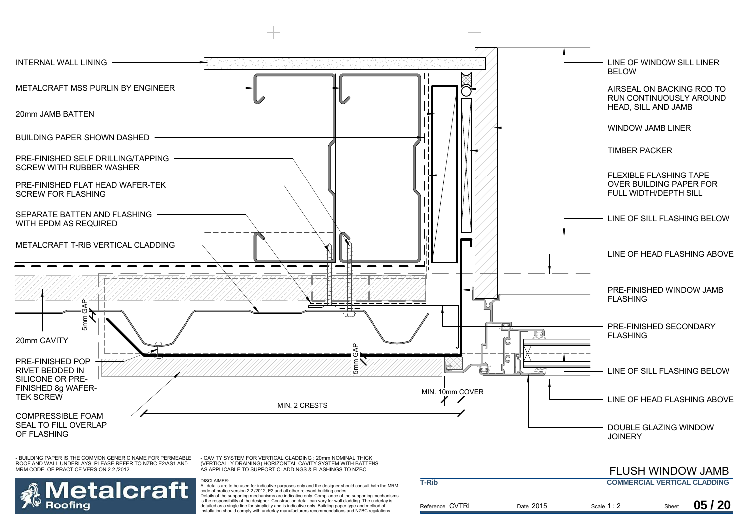INTERNAL WALL LINING

METALCRAFT MSS PURLIN BY ENGINEER

20mm JAMB BATTEN

BUILDING PAPER SHOWN DASHED

PRE-FINISHED SELF DRILLING/TAPPING SCREW WITH RUBBER WASHER

PRE-FINISHED FLAT HEAD WAFER-TEK SCREW FOR FLASHING

SEPARATE BATTEN AND FLASHING WITH EPDM AS REQUIRED

METALCRAFT T-RIB VERTICAL CLADDING

5mm GAP

20mm CAVITY

PRE-FINISHED POP RIVET BEDDED IN SILICONE OR PRE-FINISHED 8g WAFER-TEK SCREW

5mm GAP

COMPRESSIBLE FOAM SEAL TO FILL OVERLAP OF FLASHING

MIN. 2 CRESTS

MIN. 10mm COVER

LINE OF WINDOW SILL LINER BELOW

AIRSEAL ON BACKING ROD TO RUN CONTINUOUSLY AROUND HEAD, SILL AND JAMB

WINDOW JAMB LINER

TIMBER PACKER

FLEXIBLE FLASHING TAPE OVER BUILDING PAPER FOR FULL WIDTH/DEPTH SILL

LINE OF SILL FLASHING BELOW

LINE OF HEAD FLASHING ABOVE

PRE-FINISHED WINDOW JAMB FLASHING

PRE-FINISHED SECONDARY FLASHING

LINE OF SILL FLASHING BELOW

LINE OF HEAD FLASHING ABOVE

DOUBLE GLAZING WINDOW JOINERY

- BUILDING PAPER IS THE COMMON GENERIC NAME FOR PERMEABLE ROOF AND WALL UNDERLAYS. PLEASE REFER TO NZBC E2/AS1 AND MRM CODE OF PRACTICE VERSION 2.2 /2012.

- CAVITY SYSTEM FOR VERTICAL CLADDING : 20mm NOMINAL THICK (VERTICALLY DRAINING) HORIZONTAL CAVITY SYSTEM WITH BATTENS AS APPLICABLE TO SUPPORT CLADDINGS & FLASHINGS TO NZBC.

DISCLAIMER:
All details are to be used for indicative purposes only and the designer should consult both the MRM code of pratice version 2.2 /2012, E2 and all other relevant building codes
Details of the supporting mechanisms are indicative only. Compliance of the supporting mechanisms is the responsibility of the designer. Construction detail can vary for wall cladding. The underlay is detailed as a single line for simplicity and is indicative only. Building paper type and method of installation should comply with underlay manufacturers recommendations and NZBC regulations.

Metalcraft Roofing

# FLUSH WINDOW JAMB

**T-Rib** | **COMMERCIAL VERTICAL CLADDING**

Reference CVTRI | Date 2015 | Scale 1 : 2 | Sheet **05 / 20**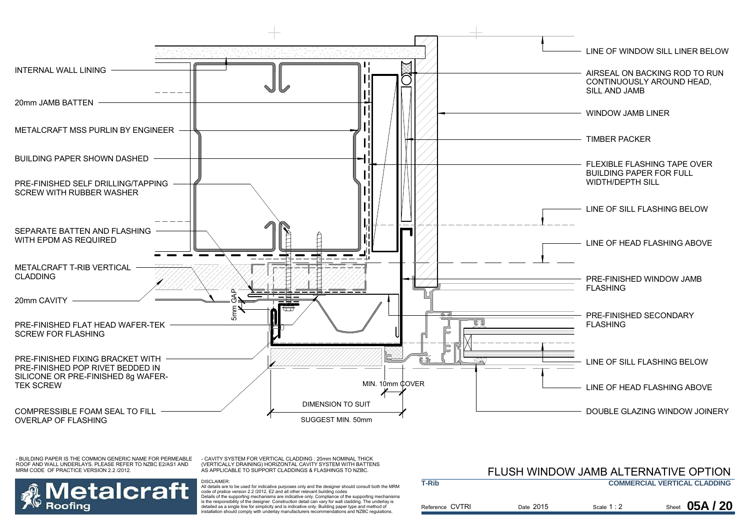INTERNAL WALL LINING

20mm JAMB BATTEN

METALCRAFT MSS PURLIN BY ENGINEER

BUILDING PAPER SHOWN DASHED

PRE-FINISHED SELF DRILLING/TAPPING SCREW WITH RUBBER WASHER

SEPARATE BATTEN AND FLASHING WITH EPDM AS REQUIRED

METALCRAFT T-RIB VERTICAL CLADDING

20mm CAVITY

PRE-FINISHED FLAT HEAD WAFER-TEK SCREW FOR FLASHING

PRE-FINISHED FIXING BRACKET WITH PRE-FINISHED POP RIVET BEDDED IN SILICONE OR PRE-FINISHED 8g WAFER-TEK SCREW

COMPRESSIBLE FOAM SEAL TO FILL OVERLAP OF FLASHING

5mm GAP

MIN. 10mm COVER

DIMENSION TO SUIT

SUGGEST MIN. 50mm

LINE OF WINDOW SILL LINER BELOW

AIRSEAL ON BACKING ROD TO RUN CONTINUOUSLY AROUND HEAD, SILL AND JAMB

WINDOW JAMB LINER

TIMBER PACKER

FLEXIBLE FLASHING TAPE OVER BUILDING PAPER FOR FULL WIDTH/DEPTH SILL

LINE OF SILL FLASHING BELOW

LINE OF HEAD FLASHING ABOVE

PRE-FINISHED WINDOW JAMB FLASHING

PRE-FINISHED SECONDARY FLASHING

LINE OF SILL FLASHING BELOW

LINE OF HEAD FLASHING ABOVE

DOUBLE GLAZING WINDOW JOINERY

- BUILDING PAPER IS THE COMMON GENERIC NAME FOR PERMEABLE ROOF AND WALL UNDERLAYS. PLEASE REFER TO NZBC E2/AS1 AND MRM CODE OF PRACTICE VERSION 2.2 /2012.

- CAVITY SYSTEM FOR VERTICAL CLADDING : 20mm NOMINAL THICK (VERTICALLY DRAINING) HORIZONTAL CAVITY SYSTEM WITH BATTENS AS APPLICABLE TO SUPPORT CLADDINGS & FLASHINGS TO NZBC.

DISCLAIMER:
All details are to be used for indicative purposes only and the designer should consult both the MRM code of pratice version 2.2 /2012, E2 and all other relevant building codes
Details of the supporting mechanisms are indicative only. Compliance of the supporting mechanisms is the responsibility of the designer. Construction detail can vary for wall cladding. The underlay is detailed as a single line for simplicity and is indicative only. Building paper type and method of installation should comply with underlay manufacturers recommendations and NZBC regulations.

Metalcraft Roofing

# FLUSH WINDOW JAMB ALTERNATIVE OPTION

**T-Rib** | **COMMERCIAL VERTICAL CLADDING**

Reference CVTRI | Date 2015 | Scale 1 : 2 | Sheet **05A / 20**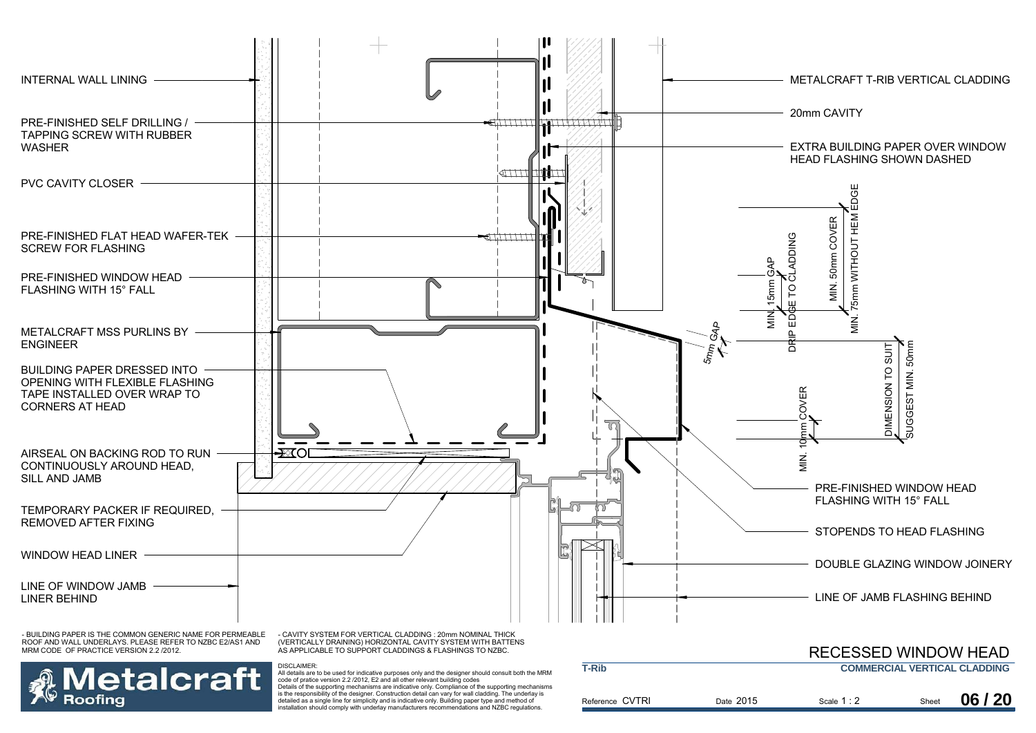INTERNAL WALL LINING

PRE-FINISHED SELF DRILLING / TAPPING SCREW WITH RUBBER WASHER

PVC CAVITY CLOSER

PRE-FINISHED FLAT HEAD WAFER-TEK SCREW FOR FLASHING

PRE-FINISHED WINDOW HEAD FLASHING WITH 15° FALL

METALCRAFT MSS PURLINS BY ENGINEER

BUILDING PAPER DRESSED INTO OPENING WITH FLEXIBLE FLASHING TAPE INSTALLED OVER WRAP TO CORNERS AT HEAD

AIRSEAL ON BACKING ROD TO RUN CONTINUOUSLY AROUND HEAD, SILL AND JAMB

TEMPORARY PACKER IF REQUIRED, REMOVED AFTER FIXING

WINDOW HEAD LINER

LINE OF WINDOW JAMB LINER BEHIND

METALCRAFT T-RIB VERTICAL CLADDING

20mm CAVITY

EXTRA BUILDING PAPER OVER WINDOW HEAD FLASHING SHOWN DASHED

MIN. 15mm GAP DRIP EDGE TO CLADDING

MIN. 50mm COVER MIN. 75mm WITHOUT HEM EDGE

5mm GAP

DIMENSION TO SUIT SUGGEST MIN. 50mm

MIN. 10mm COVER

PRE-FINISHED WINDOW HEAD FLASHING WITH 15° FALL

STOPENDS TO HEAD FLASHING

DOUBLE GLAZING WINDOW JOINERY

LINE OF JAMB FLASHING BEHIND

- BUILDING PAPER IS THE COMMON GENERIC NAME FOR PERMEABLE ROOF AND WALL UNDERLAYS. PLEASE REFER TO NZBC E2/AS1 AND MRM CODE OF PRACTICE VERSION 2.2 /2012.

- CAVITY SYSTEM FOR VERTICAL CLADDING : 20mm NOMINAL THICK (VERTICALLY DRAINING) HORIZONTAL CAVITY SYSTEM WITH BATTENS AS APPLICABLE TO SUPPORT CLADDINGS & FLASHINGS TO NZBC.

Metalcraft Roofing

DISCLAIMER:
All details are to be used for indicative purposes only and the designer should consult both the MRM code of pratice version 2.2 /2012, E2 and all other relevant building codes
Details of the supporting mechanisms are indicative only. Compliance of the supporting mechanisms is the responsibility of the designer. Construction detail can vary for wall cladding. The underlay is detailed as a single line for simplicity and is indicative only. Building paper type and method of installation should comply with underlay manufacturers recommendations and NZBC regulations.

# RECESSED WINDOW HEAD

**T-Rib** | **COMMERCIAL VERTICAL CLADDING**

Reference CVTRI | Date 2015 | Scale 1 : 2 | Sheet **06 / 20**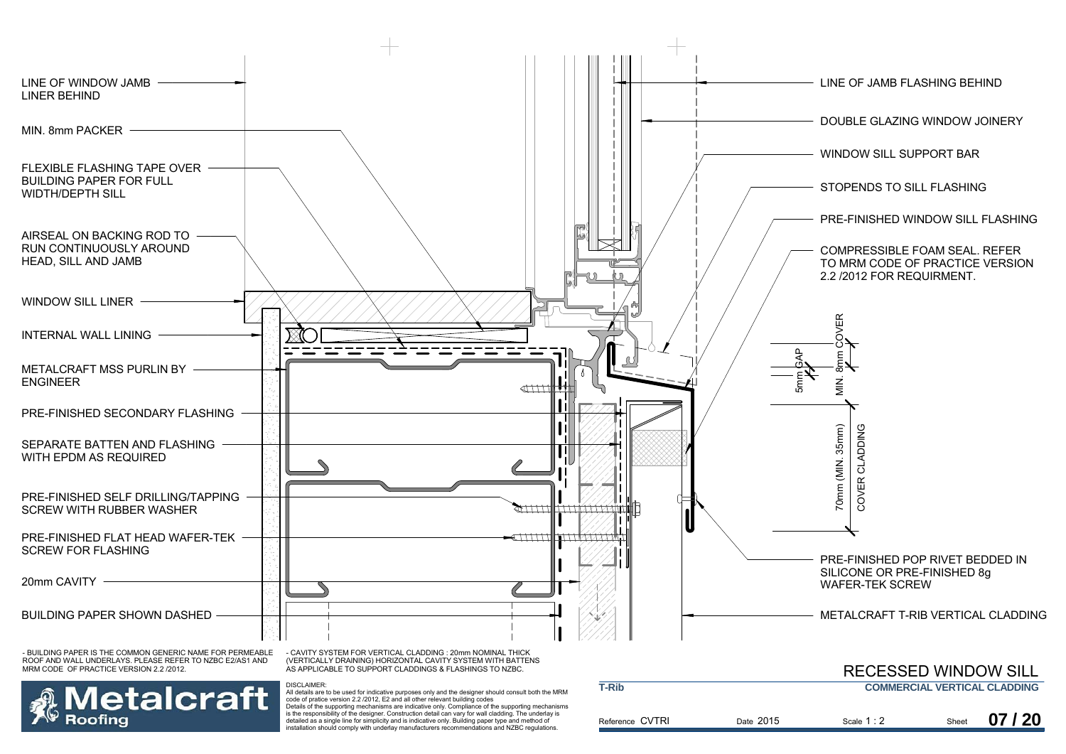LINE OF WINDOW JAMB LINER BEHIND

MIN. 8mm PACKER

FLEXIBLE FLASHING TAPE OVER BUILDING PAPER FOR FULL WIDTH/DEPTH SILL

AIRSEAL ON BACKING ROD TO RUN CONTINUOUSLY AROUND HEAD, SILL AND JAMB

WINDOW SILL LINER

INTERNAL WALL LINING

METALCRAFT MSS PURLIN BY ENGINEER

PRE-FINISHED SECONDARY FLASHING

SEPARATE BATTEN AND FLASHING WITH EPDM AS REQUIRED

PRE-FINISHED SELF DRILLING/TAPPING SCREW WITH RUBBER WASHER

PRE-FINISHED FLAT HEAD WAFER-TEK SCREW FOR FLASHING

20mm CAVITY

BUILDING PAPER SHOWN DASHED

LINE OF JAMB FLASHING BEHIND

DOUBLE GLAZING WINDOW JOINERY

WINDOW SILL SUPPORT BAR

STOPENDS TO SILL FLASHING

PRE-FINISHED WINDOW SILL FLASHING

COMPRESSIBLE FOAM SEAL. REFER TO MRM CODE OF PRACTICE VERSION 2.2 /2012 FOR REQUIRMENT.

5mm GAP

MIN. 8mm COVER

70mm (MIN. 35mm) COVER CLADDING

PRE-FINISHED POP RIVET BEDDED IN SILICONE OR PRE-FINISHED 8g WAFER-TEK SCREW

METALCRAFT T-RIB VERTICAL CLADDING

- BUILDING PAPER IS THE COMMON GENERIC NAME FOR PERMEABLE ROOF AND WALL UNDERLAYS. PLEASE REFER TO NZBC E2/AS1 AND MRM CODE OF PRACTICE VERSION 2.2 /2012.

- CAVITY SYSTEM FOR VERTICAL CLADDING : 20mm NOMINAL THICK (VERTICALLY DRAINING) HORIZONTAL CAVITY SYSTEM WITH BATTENS AS APPLICABLE TO SUPPORT CLADDINGS & FLASHINGS TO NZBC.

DISCLAIMER:
All details are to be used for indicative purposes only and the designer should consult both the MRM code of pratice version 2.2 /2012, E2 and all other relevant building codes
Details of the supporting mechanisms are indicative only. Compliance of the supporting mechanisms is the responsibility of the designer. Construction detail can vary for wall cladding. The underlay is detailed as a single line for simplicity and is indicative only. Building paper type and method of installation should comply with underlay manufacturers recommendations and NZBC regulations.

Metalcraft Roofing

# RECESSED WINDOW SILL

**T-Rib** **COMMERCIAL VERTICAL CLADDING**

| Reference CVTRI | Date 2015 | Scale 1 : 2 | Sheet **07 / 20** |
|---|---|---|---|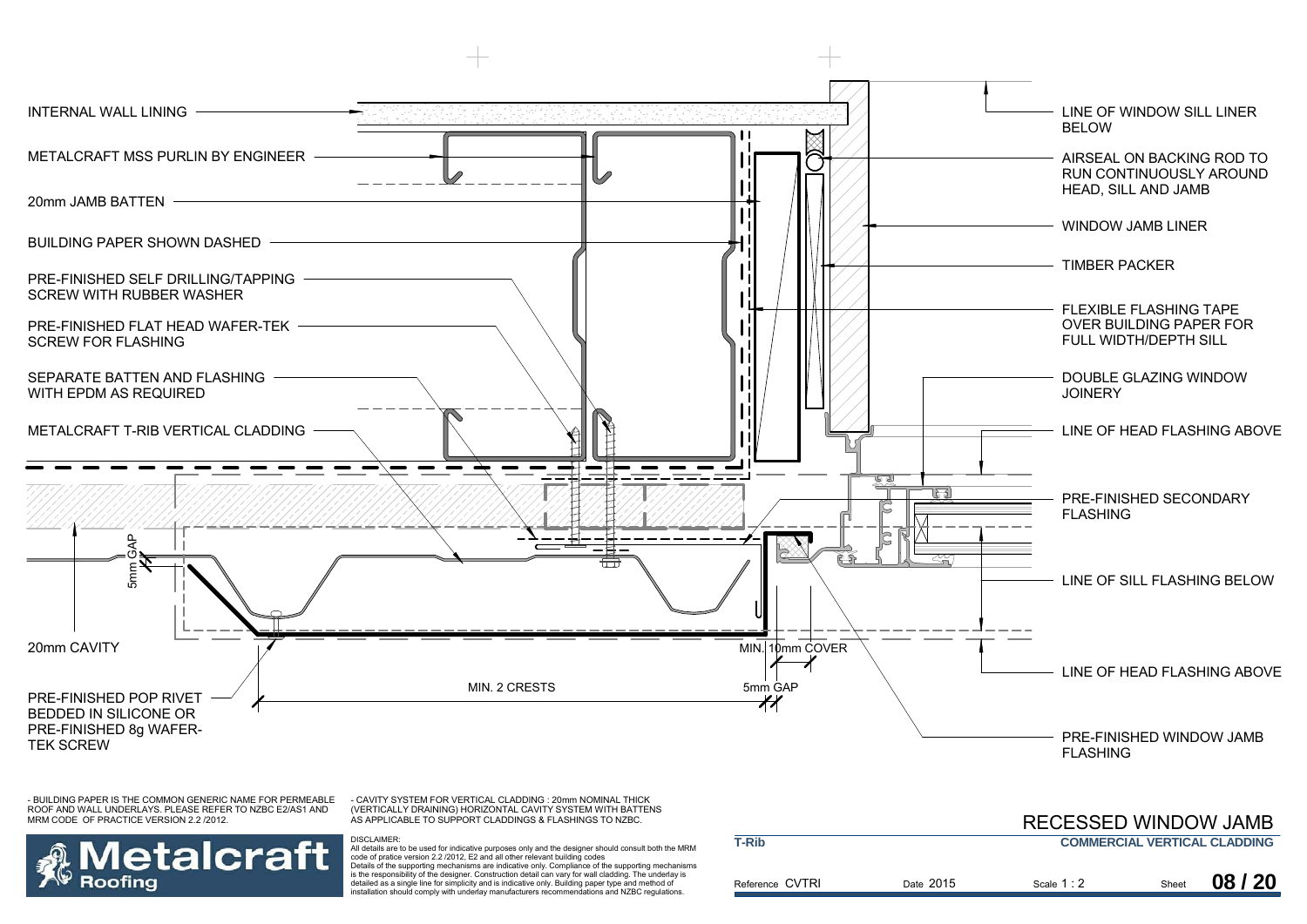INTERNAL WALL LINING

METALCRAFT MSS PURLIN BY ENGINEER

20mm JAMB BATTEN

BUILDING PAPER SHOWN DASHED

PRE-FINISHED SELF DRILLING/TAPPING SCREW WITH RUBBER WASHER

PRE-FINISHED FLAT HEAD WAFER-TEK SCREW FOR FLASHING

SEPARATE BATTEN AND FLASHING WITH EPDM AS REQUIRED

METALCRAFT T-RIB VERTICAL CLADDING

5mm GAP

20mm CAVITY

PRE-FINISHED POP RIVET BEDDED IN SILICONE OR PRE-FINISHED 8g WAFER-TEK SCREW

MIN. 2 CRESTS

MIN. 10mm COVER

5mm GAP

LINE OF WINDOW SILL LINER BELOW

AIRSEAL ON BACKING ROD TO RUN CONTINUOUSLY AROUND HEAD, SILL AND JAMB

WINDOW JAMB LINER

TIMBER PACKER

FLEXIBLE FLASHING TAPE OVER BUILDING PAPER FOR FULL WIDTH/DEPTH SILL

DOUBLE GLAZING WINDOW JOINERY

LINE OF HEAD FLASHING ABOVE

PRE-FINISHED SECONDARY FLASHING

LINE OF SILL FLASHING BELOW

LINE OF HEAD FLASHING ABOVE

PRE-FINISHED WINDOW JAMB FLASHING

- BUILDING PAPER IS THE COMMON GENERIC NAME FOR PERMEABLE ROOF AND WALL UNDERLAYS. PLEASE REFER TO NZBC E2/AS1 AND MRM CODE OF PRACTICE VERSION 2.2 /2012.

- CAVITY SYSTEM FOR VERTICAL CLADDING : 20mm NOMINAL THICK (VERTICALLY DRAINING) HORIZONTAL CAVITY SYSTEM WITH BATTENS AS APPLICABLE TO SUPPORT CLADDINGS & FLASHINGS TO NZBC.

Metalcraft Roofing

DISCLAIMER:
All details are to be used for indicative purposes only and the designer should consult both the MRM code of pratice version 2.2 /2012, E2 and all other relevant building codes
Details of the supporting mechanisms are indicative only. Compliance of the supporting mechanisms is the responsibility of the designer. Construction detail can vary for wall cladding. The underlay is detailed as a single line for simplicity and is indicative only. Building paper type and method of installation should comply with underlay manufacturers recommendations and NZBC regulations.

# RECESSED WINDOW JAMB

**T-Rib** **COMMERCIAL VERTICAL CLADDING**

| Reference CVTRI | Date 2015 | Scale 1 : 2 | Sheet **08 / 20** |
|---|---|---|---|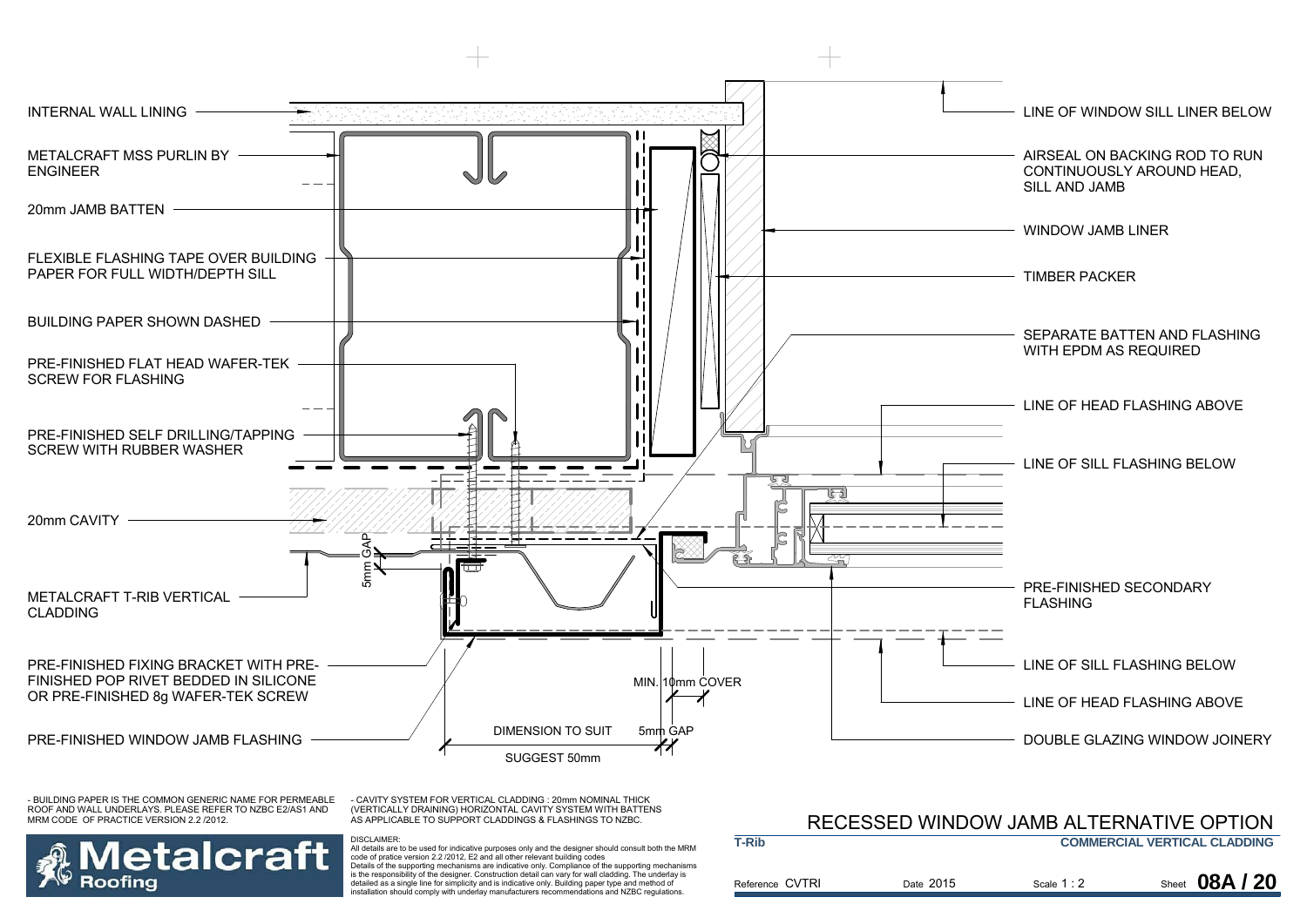INTERNAL WALL LINING

METALCRAFT MSS PURLIN BY ENGINEER

20mm JAMB BATTEN

FLEXIBLE FLASHING TAPE OVER BUILDING PAPER FOR FULL WIDTH/DEPTH SILL

BUILDING PAPER SHOWN DASHED

PRE-FINISHED FLAT HEAD WAFER-TEK SCREW FOR FLASHING

PRE-FINISHED SELF DRILLING/TAPPING SCREW WITH RUBBER WASHER

20mm CAVITY

METALCRAFT T-RIB VERTICAL CLADDING

PRE-FINISHED FIXING BRACKET WITH PRE-FINISHED POP RIVET BEDDED IN SILICONE OR PRE-FINISHED 8g WAFER-TEK SCREW

PRE-FINISHED WINDOW JAMB FLASHING

5mm GAP

MIN. 10mm COVER

DIMENSION TO SUIT

5mm GAP

SUGGEST 50mm

LINE OF WINDOW SILL LINER BELOW

AIRSEAL ON BACKING ROD TO RUN CONTINUOUSLY AROUND HEAD, SILL AND JAMB

WINDOW JAMB LINER

TIMBER PACKER

SEPARATE BATTEN AND FLASHING WITH EPDM AS REQUIRED

LINE OF HEAD FLASHING ABOVE

LINE OF SILL FLASHING BELOW

PRE-FINISHED SECONDARY FLASHING

LINE OF SILL FLASHING BELOW

LINE OF HEAD FLASHING ABOVE

DOUBLE GLAZING WINDOW JOINERY

- BUILDING PAPER IS THE COMMON GENERIC NAME FOR PERMEABLE ROOF AND WALL UNDERLAYS. PLEASE REFER TO NZBC E2/AS1 AND MRM CODE OF PRACTICE VERSION 2.2 /2012.

- CAVITY SYSTEM FOR VERTICAL CLADDING : 20mm NOMINAL THICK (VERTICALLY DRAINING) HORIZONTAL CAVITY SYSTEM WITH BATTENS AS APPLICABLE TO SUPPORT CLADDINGS & FLASHINGS TO NZBC.

DISCLAIMER:
All details are to be used for indicative purposes only and the designer should consult both the MRM code of pratice version 2.2 /2012, E2 and all other relevant building codes
Details of the supporting mechanisms are indicative only. Compliance of the supporting mechanisms is the responsibility of the designer. Construction detail can vary for wall cladding. The underlay is detailed as a single line for simplicity and is indicative only. Building paper type and method of installation should comply with underlay manufacturers recommendations and NZBC regulations.

Metalcraft Roofing

# RECESSED WINDOW JAMB ALTERNATIVE OPTION

T-Rib — COMMERCIAL VERTICAL CLADDING

Reference CVTRI | Date 2015 | Scale 1 : 2 | Sheet 08A / 20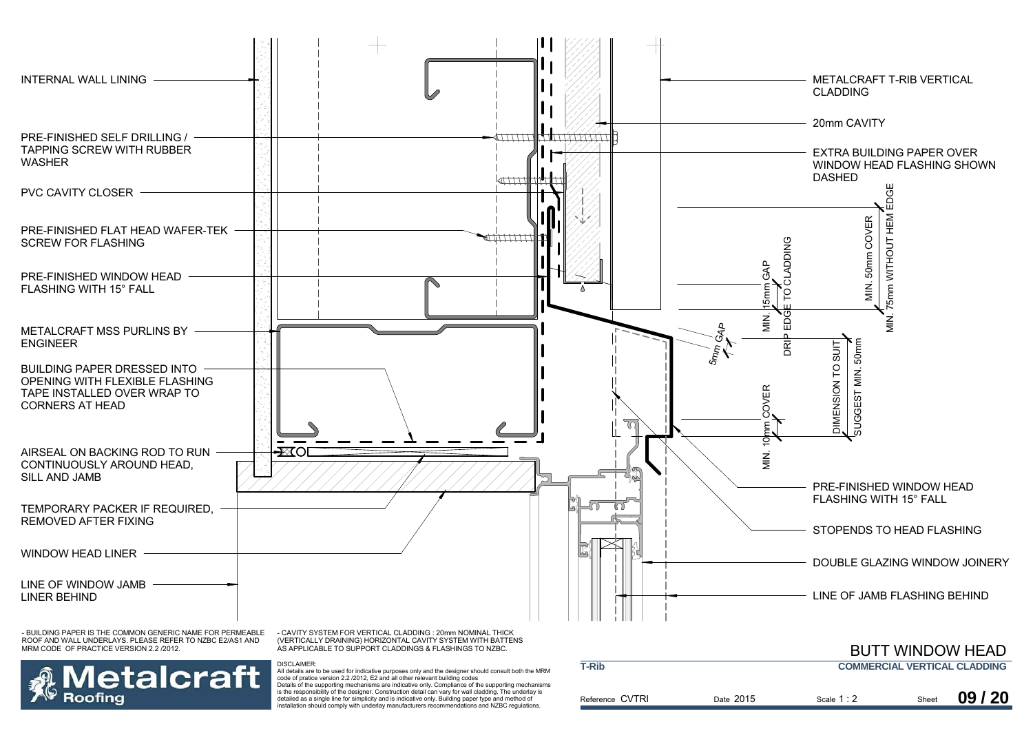INTERNAL WALL LINING

PRE-FINISHED SELF DRILLING / TAPPING SCREW WITH RUBBER WASHER

PVC CAVITY CLOSER

PRE-FINISHED FLAT HEAD WAFER-TEK SCREW FOR FLASHING

PRE-FINISHED WINDOW HEAD FLASHING WITH 15° FALL

METALCRAFT MSS PURLINS BY ENGINEER

BUILDING PAPER DRESSED INTO OPENING WITH FLEXIBLE FLASHING TAPE INSTALLED OVER WRAP TO CORNERS AT HEAD

AIRSEAL ON BACKING ROD TO RUN CONTINUOUSLY AROUND HEAD, SILL AND JAMB

TEMPORARY PACKER IF REQUIRED, REMOVED AFTER FIXING

WINDOW HEAD LINER

LINE OF WINDOW JAMB LINER BEHIND

METALCRAFT T-RIB VERTICAL CLADDING

20mm CAVITY

EXTRA BUILDING PAPER OVER WINDOW HEAD FLASHING SHOWN DASHED

MIN. 50mm COVER

MIN. 75mm WITHOUT HEM EDGE

MIN. 15mm GAP

DRIP EDGE TO CLADDING

5mm GAP

DIMENSION TO SUIT

SUGGEST MIN. 50mm

MIN. 10mm COVER

PRE-FINISHED WINDOW HEAD FLASHING WITH 15° FALL

STOPENDS TO HEAD FLASHING

DOUBLE GLAZING WINDOW JOINERY

LINE OF JAMB FLASHING BEHIND

- BUILDING PAPER IS THE COMMON GENERIC NAME FOR PERMEABLE ROOF AND WALL UNDERLAYS. PLEASE REFER TO NZBC E2/AS1 AND MRM CODE OF PRACTICE VERSION 2.2 /2012.

- CAVITY SYSTEM FOR VERTICAL CLADDING : 20mm NOMINAL THICK (VERTICALLY DRAINING) HORIZONTAL CAVITY SYSTEM WITH BATTENS AS APPLICABLE TO SUPPORT CLADDINGS & FLASHINGS TO NZBC.

Metalcraft Roofing

DISCLAIMER:
All details are to be used for indicative purposes only and the designer should consult both the MRM code of pratice version 2.2 /2012, E2 and all other relevant building codes
Details of the supporting mechanisms are indicative only. Compliance of the supporting mechanisms is the responsibility of the designer. Construction detail can vary for wall cladding. The underlay is detailed as a single line for simplicity and is indicative only. Building paper type and method of installation should comply with underlay manufacturers recommendations and NZBC regulations.

# BUTT WINDOW HEAD

T-Rib — COMMERCIAL VERTICAL CLADDING

Reference CVTRI | Date 2015 | Scale 1 : 2 | Sheet 09 / 20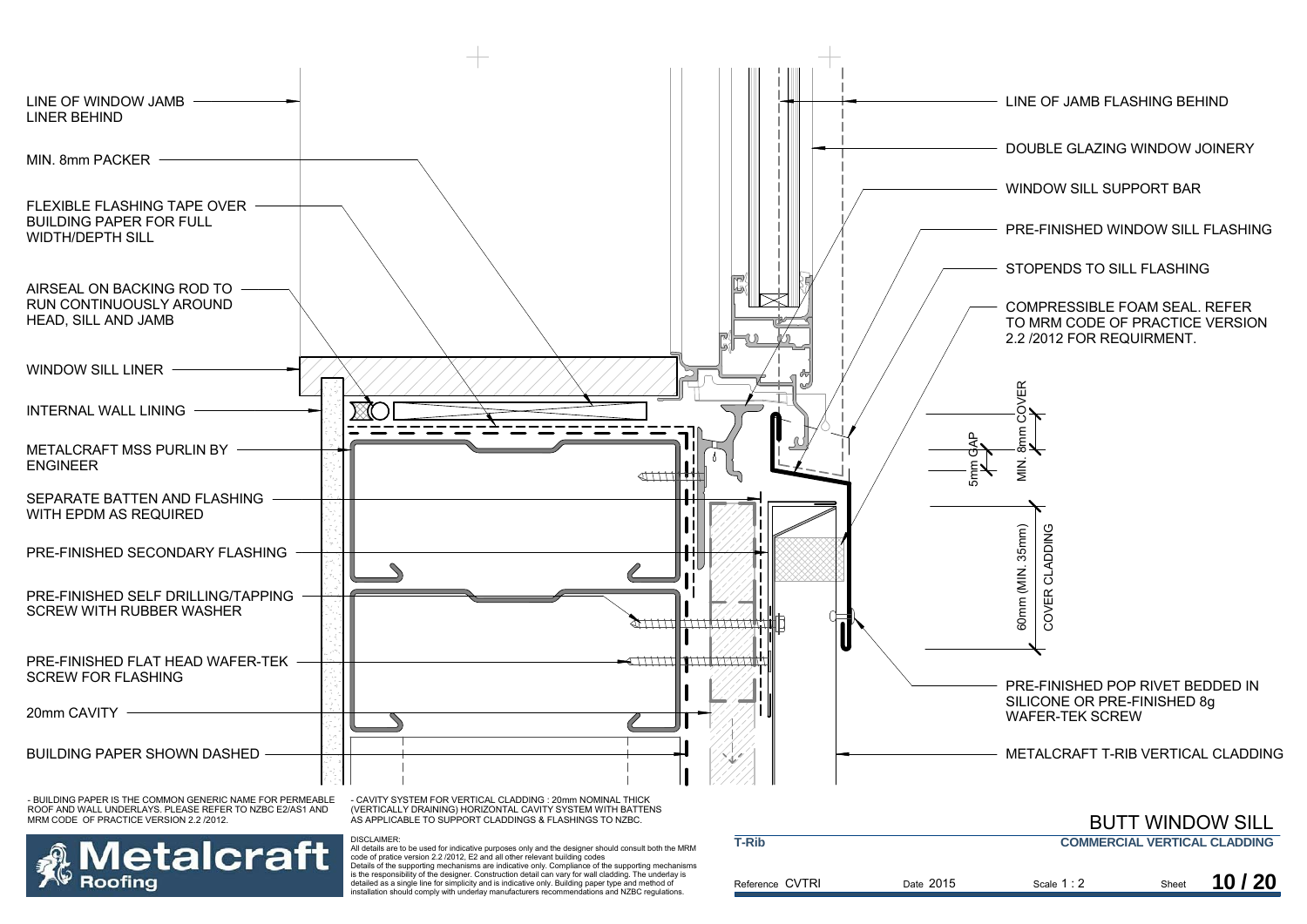LINE OF WINDOW JAMB LINER BEHIND

MIN. 8mm PACKER

FLEXIBLE FLASHING TAPE OVER BUILDING PAPER FOR FULL WIDTH/DEPTH SILL

AIRSEAL ON BACKING ROD TO RUN CONTINUOUSLY AROUND HEAD, SILL AND JAMB

WINDOW SILL LINER

INTERNAL WALL LINING

METALCRAFT MSS PURLIN BY ENGINEER

SEPARATE BATTEN AND FLASHING WITH EPDM AS REQUIRED

PRE-FINISHED SECONDARY FLASHING

PRE-FINISHED SELF DRILLING/TAPPING SCREW WITH RUBBER WASHER

PRE-FINISHED FLAT HEAD WAFER-TEK SCREW FOR FLASHING

20mm CAVITY

BUILDING PAPER SHOWN DASHED

LINE OF JAMB FLASHING BEHIND

DOUBLE GLAZING WINDOW JOINERY

WINDOW SILL SUPPORT BAR

PRE-FINISHED WINDOW SILL FLASHING

STOPENDS TO SILL FLASHING

COMPRESSIBLE FOAM SEAL. REFER TO MRM CODE OF PRACTICE VERSION 2.2 /2012 FOR REQUIRMENT.

5mm GAP

MIN. 8mm COVER

60mm (MIN. 35mm) COVER CLADDING

PRE-FINISHED POP RIVET BEDDED IN SILICONE OR PRE-FINISHED 8g WAFER-TEK SCREW

METALCRAFT T-RIB VERTICAL CLADDING

- BUILDING PAPER IS THE COMMON GENERIC NAME FOR PERMEABLE ROOF AND WALL UNDERLAYS. PLEASE REFER TO NZBC E2/AS1 AND MRM CODE OF PRACTICE VERSION 2.2 /2012.

- CAVITY SYSTEM FOR VERTICAL CLADDING : 20mm NOMINAL THICK (VERTICALLY DRAINING) HORIZONTAL CAVITY SYSTEM WITH BATTENS AS APPLICABLE TO SUPPORT CLADDINGS & FLASHINGS TO NZBC.

DISCLAIMER:
All details are to be used for indicative purposes only and the designer should consult both the MRM code of pratice version 2.2 /2012, E2 and all other relevant building codes
Details of the supporting mechanisms are indicative only. Compliance of the supporting mechanisms is the responsibility of the designer. Construction detail can vary for wall cladding. The underlay is detailed as a single line for simplicity and is indicative only. Building paper type and method of installation should comply with underlay manufacturers recommendations and NZBC regulations.

Metalcraft Roofing

# BUTT WINDOW SILL

**T-Rib** | **COMMERCIAL VERTICAL CLADDING**

Reference CVTRI | Date 2015 | Scale 1 : 2 | Sheet **10 / 20**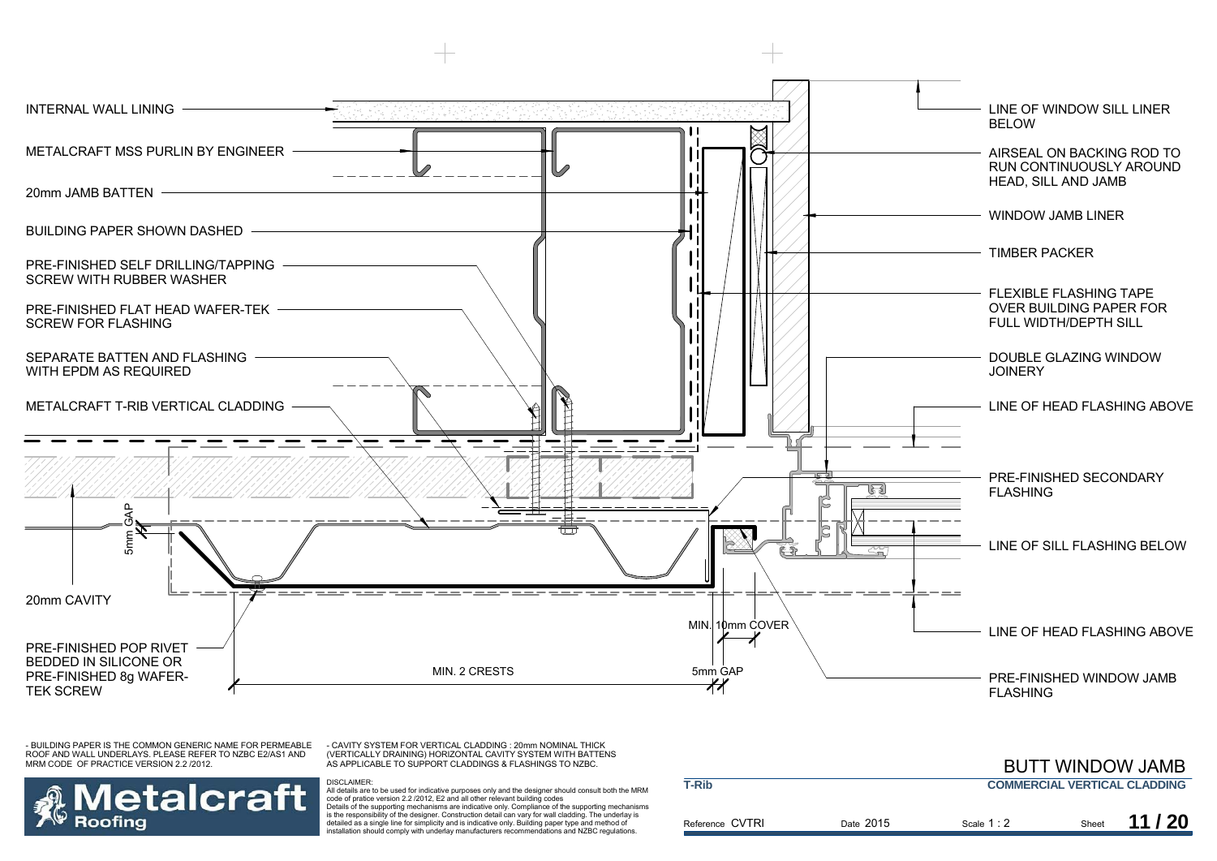INTERNAL WALL LINING

METALCRAFT MSS PURLIN BY ENGINEER

20mm JAMB BATTEN

BUILDING PAPER SHOWN DASHED

PRE-FINISHED SELF DRILLING/TAPPING SCREW WITH RUBBER WASHER

PRE-FINISHED FLAT HEAD WAFER-TEK SCREW FOR FLASHING

SEPARATE BATTEN AND FLASHING WITH EPDM AS REQUIRED

METALCRAFT T-RIB VERTICAL CLADDING

5mm GAP

20mm CAVITY

PRE-FINISHED POP RIVET BEDDED IN SILICONE OR PRE-FINISHED 8g WAFER-TEK SCREW

MIN. 2 CRESTS

MIN. 10mm COVER

5mm GAP

LINE OF WINDOW SILL LINER BELOW

AIRSEAL ON BACKING ROD TO RUN CONTINUOUSLY AROUND HEAD, SILL AND JAMB

WINDOW JAMB LINER

TIMBER PACKER

FLEXIBLE FLASHING TAPE OVER BUILDING PAPER FOR FULL WIDTH/DEPTH SILL

DOUBLE GLAZING WINDOW JOINERY

LINE OF HEAD FLASHING ABOVE

PRE-FINISHED SECONDARY FLASHING

LINE OF SILL FLASHING BELOW

LINE OF HEAD FLASHING ABOVE

PRE-FINISHED WINDOW JAMB FLASHING

- BUILDING PAPER IS THE COMMON GENERIC NAME FOR PERMEABLE ROOF AND WALL UNDERLAYS. PLEASE REFER TO NZBC E2/AS1 AND MRM CODE OF PRACTICE VERSION 2.2 /2012.

- CAVITY SYSTEM FOR VERTICAL CLADDING : 20mm NOMINAL THICK (VERTICALLY DRAINING) HORIZONTAL CAVITY SYSTEM WITH BATTENS AS APPLICABLE TO SUPPORT CLADDINGS & FLASHINGS TO NZBC.

DISCLAIMER:
All details are to be used for indicative purposes only and the designer should consult both the MRM code of pratice version 2.2 /2012, E2 and all other relevant building codes
Details of the supporting mechanisms are indicative only. Compliance of the supporting mechanisms is the responsibility of the designer. Construction detail can vary for wall cladding. The underlay is detailed as a single line for simplicity and is indicative only. Building paper type and method of installation should comply with underlay manufacturers recommendations and NZBC regulations.

Metalcraft Roofing

# BUTT WINDOW JAMB

| T-Rib | | COMMERCIAL VERTICAL CLADDING | |
|---|---|---|---|
| Reference CVTRI | Date 2015 | Scale 1 : 2 | Sheet 11 / 20 |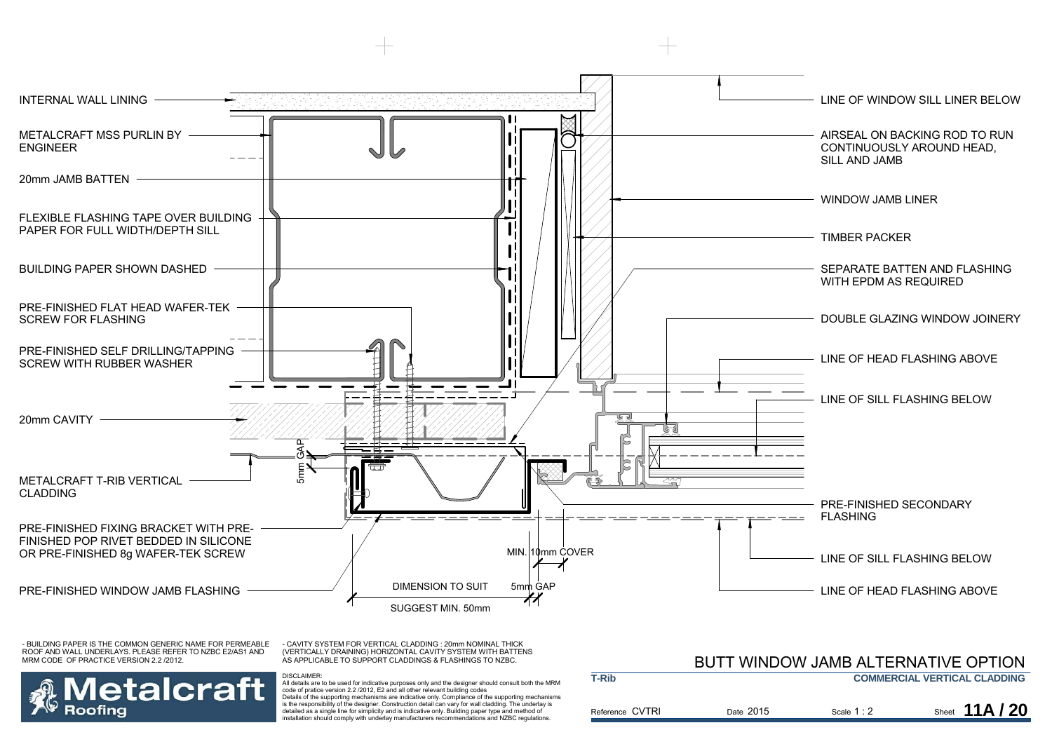INTERNAL WALL LINING

METALCRAFT MSS PURLIN BY ENGINEER

20mm JAMB BATTEN

FLEXIBLE FLASHING TAPE OVER BUILDING PAPER FOR FULL WIDTH/DEPTH SILL

BUILDING PAPER SHOWN DASHED

PRE-FINISHED FLAT HEAD WAFER-TEK SCREW FOR FLASHING

PRE-FINISHED SELF DRILLING/TAPPING SCREW WITH RUBBER WASHER

20mm CAVITY

5mm GAP

METALCRAFT T-RIB VERTICAL CLADDING

PRE-FINISHED FIXING BRACKET WITH PRE-FINISHED POP RIVET BEDDED IN SILICONE OR PRE-FINISHED 8g WAFER-TEK SCREW

PRE-FINISHED WINDOW JAMB FLASHING

MIN. 10mm COVER

DIMENSION TO SUIT

5mm GAP

SUGGEST MIN. 50mm

LINE OF WINDOW SILL LINER BELOW

AIRSEAL ON BACKING ROD TO RUN CONTINUOUSLY AROUND HEAD, SILL AND JAMB

WINDOW JAMB LINER

TIMBER PACKER

SEPARATE BATTEN AND FLASHING WITH EPDM AS REQUIRED

DOUBLE GLAZING WINDOW JOINERY

LINE OF HEAD FLASHING ABOVE

LINE OF SILL FLASHING BELOW

PRE-FINISHED SECONDARY FLASHING

LINE OF SILL FLASHING BELOW

LINE OF HEAD FLASHING ABOVE

- BUILDING PAPER IS THE COMMON GENERIC NAME FOR PERMEABLE ROOF AND WALL UNDERLAYS. PLEASE REFER TO NZBC E2/AS1 AND MRM CODE OF PRACTICE VERSION 2.2 /2012.

- CAVITY SYSTEM FOR VERTICAL CLADDING : 20mm NOMINAL THICK (VERTICALLY DRAINING) HORIZONTAL CAVITY SYSTEM WITH BATTENS AS APPLICABLE TO SUPPORT CLADDINGS & FLASHINGS TO NZBC.

Metalcraft Roofing

DISCLAIMER:
All details are to be used for indicative purposes only and the designer should consult both the MRM code of pratice version 2.2 /2012, E2 and all other relevant building codes
Details of the supporting mechanisms are indicative only. Compliance of the supporting mechanisms is the responsibility of the designer. Construction detail can vary for wall cladding. The underlay is detailed as a single line for simplicity and is indicative only. Building paper type and method of installation should comply with underlay manufacturers recommendations and NZBC regulations.

# BUTT WINDOW JAMB ALTERNATIVE OPTION

**T-Rib** | **COMMERCIAL VERTICAL CLADDING**

Reference CVTRI | Date 2015 | Scale 1 : 2 | Sheet **11A / 20**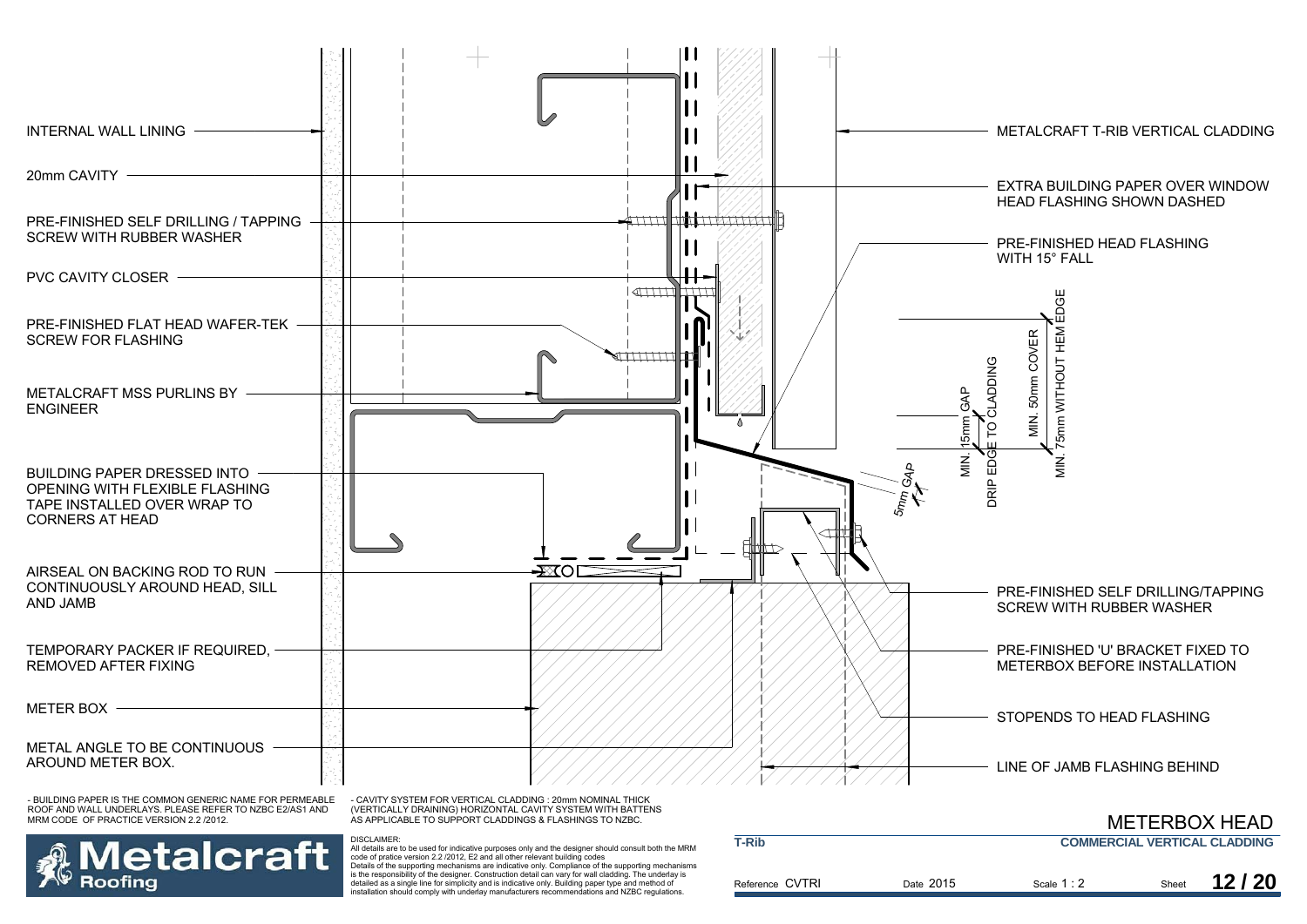INTERNAL WALL LINING

20mm CAVITY

PRE-FINISHED SELF DRILLING / TAPPING SCREW WITH RUBBER WASHER

PVC CAVITY CLOSER

PRE-FINISHED FLAT HEAD WAFER-TEK SCREW FOR FLASHING

METALCRAFT MSS PURLINS BY ENGINEER

BUILDING PAPER DRESSED INTO OPENING WITH FLEXIBLE FLASHING TAPE INSTALLED OVER WRAP TO CORNERS AT HEAD

AIRSEAL ON BACKING ROD TO RUN CONTINUOUSLY AROUND HEAD, SILL AND JAMB

TEMPORARY PACKER IF REQUIRED, REMOVED AFTER FIXING

METER BOX

METAL ANGLE TO BE CONTINUOUS AROUND METER BOX.

METALCRAFT T-RIB VERTICAL CLADDING

EXTRA BUILDING PAPER OVER WINDOW HEAD FLASHING SHOWN DASHED

PRE-FINISHED HEAD FLASHING WITH 15° FALL

MIN. 75mm WITHOUT HEM EDGE

MIN. 50mm COVER

DRIP EDGE TO CLADDING

MIN. 15mm GAP

5mm GAP

PRE-FINISHED SELF DRILLING/TAPPING SCREW WITH RUBBER WASHER

PRE-FINISHED 'U' BRACKET FIXED TO METERBOX BEFORE INSTALLATION

STOPENDS TO HEAD FLASHING

LINE OF JAMB FLASHING BEHIND

- BUILDING PAPER IS THE COMMON GENERIC NAME FOR PERMEABLE ROOF AND WALL UNDERLAYS. PLEASE REFER TO NZBC E2/AS1 AND MRM CODE OF PRACTICE VERSION 2.2 /2012.

- CAVITY SYSTEM FOR VERTICAL CLADDING : 20mm NOMINAL THICK (VERTICALLY DRAINING) HORIZONTAL CAVITY SYSTEM WITH BATTENS AS APPLICABLE TO SUPPORT CLADDINGS & FLASHINGS TO NZBC.

DISCLAIMER:
All details are to be used for indicative purposes only and the designer should consult both the MRM code of pratice version 2.2 /2012, E2 and all other relevant building codes
Details of the supporting mechanisms are indicative only. Compliance of the supporting mechanisms is the responsibility of the designer. Construction detail can vary for wall cladding. The underlay is detailed as a single line for simplicity and is indicative only. Building paper type and method of installation should comply with underlay manufacturers recommendations and NZBC regulations.

Metalcraft Roofing

# METERBOX HEAD

**T-Rib** — **COMMERCIAL VERTICAL CLADDING**

Reference CVTRI | Date 2015 | Scale 1 : 2 | Sheet 12 / 20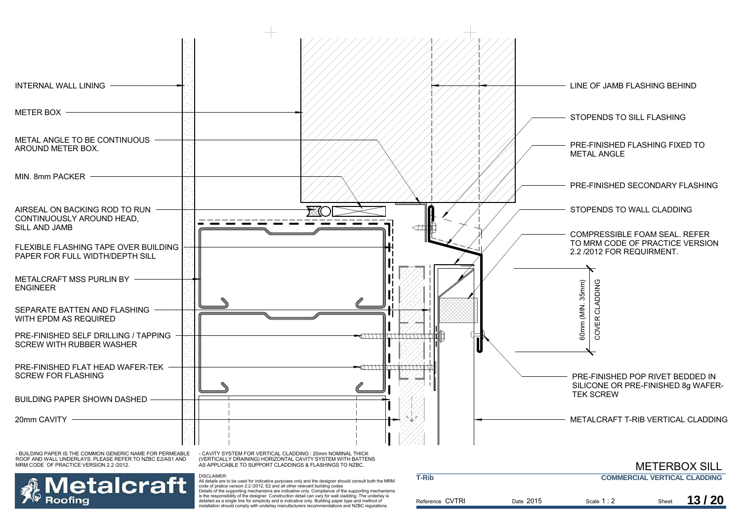INTERNAL WALL LINING

METER BOX

METAL ANGLE TO BE CONTINUOUS AROUND METER BOX.

MIN. 8mm PACKER

AIRSEAL ON BACKING ROD TO RUN CONTINUOUSLY AROUND HEAD, SILL AND JAMB

FLEXIBLE FLASHING TAPE OVER BUILDING PAPER FOR FULL WIDTH/DEPTH SILL

METALCRAFT MSS PURLIN BY ENGINEER

SEPARATE BATTEN AND FLASHING WITH EPDM AS REQUIRED

PRE-FINISHED SELF DRILLING / TAPPING SCREW WITH RUBBER WASHER

PRE-FINISHED FLAT HEAD WAFER-TEK SCREW FOR FLASHING

BUILDING PAPER SHOWN DASHED

20mm CAVITY

LINE OF JAMB FLASHING BEHIND

STOPENDS TO SILL FLASHING

PRE-FINISHED FLASHING FIXED TO METAL ANGLE

PRE-FINISHED SECONDARY FLASHING

STOPENDS TO WALL CLADDING

COMPRESSIBLE FOAM SEAL. REFER TO MRM CODE OF PRACTICE VERSION 2.2 /2012 FOR REQUIRMENT.

60mm (MIN. 35mm) COVER CLADDING

PRE-FINISHED POP RIVET BEDDED IN SILICONE OR PRE-FINISHED 8g WAFER-TEK SCREW

METALCRAFT T-RIB VERTICAL CLADDING

- BUILDING PAPER IS THE COMMON GENERIC NAME FOR PERMEABLE ROOF AND WALL UNDERLAYS. PLEASE REFER TO NZBC E2/AS1 AND MRM CODE OF PRACTICE VERSION 2.2 /2012.

- CAVITY SYSTEM FOR VERTICAL CLADDING : 20mm NOMINAL THICK (VERTICALLY DRAINING) HORIZONTAL CAVITY SYSTEM WITH BATTENS AS APPLICABLE TO SUPPORT CLADDINGS & FLASHINGS TO NZBC.

Metalcraft Roofing

DISCLAIMER:
All details are to be used for indicative purposes only and the designer should consult both the MRM code of pratice version 2.2 /2012, E2 and all other relevant building codes
Details of the supporting mechanisms are indicative only. Compliance of the supporting mechanisms is the responsibility of the designer. Construction detail can vary for wall cladding. The underlay is detailed as a single line for simplicity and is indicative only. Building paper type and method of installation should comply with underlay manufacturers recommendations and NZBC regulations.

## METERBOX SILL

**T-Rib** | **COMMERCIAL VERTICAL CLADDING**

Reference CVTRI | Date 2015 | Scale 1 : 2 | Sheet **13 / 20**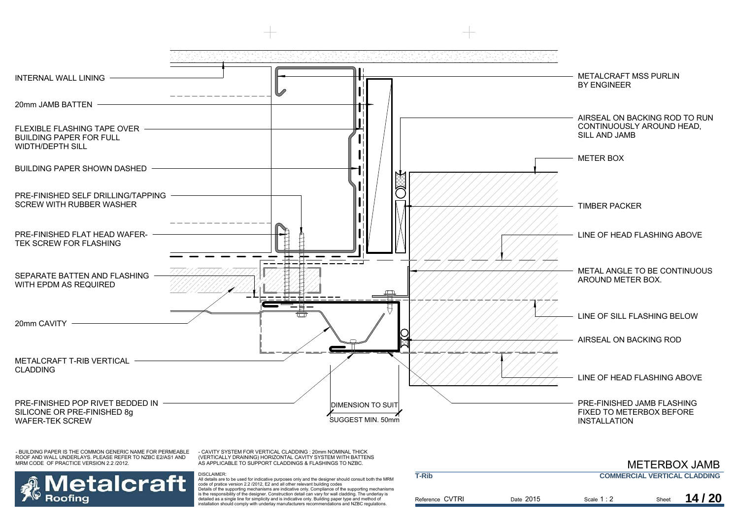INTERNAL WALL LINING

20mm JAMB BATTEN

FLEXIBLE FLASHING TAPE OVER BUILDING PAPER FOR FULL WIDTH/DEPTH SILL

BUILDING PAPER SHOWN DASHED

PRE-FINISHED SELF DRILLING/TAPPING SCREW WITH RUBBER WASHER

PRE-FINISHED FLAT HEAD WAFER-TEK SCREW FOR FLASHING

SEPARATE BATTEN AND FLASHING WITH EPDM AS REQUIRED

20mm CAVITY

METALCRAFT T-RIB VERTICAL CLADDING

PRE-FINISHED POP RIVET BEDDED IN SILICONE OR PRE-FINISHED 8g WAFER-TEK SCREW

DIMENSION TO SUIT

SUGGEST MIN. 50mm

METALCRAFT MSS PURLIN BY ENGINEER

AIRSEAL ON BACKING ROD TO RUN CONTINUOUSLY AROUND HEAD, SILL AND JAMB

METER BOX

TIMBER PACKER

LINE OF HEAD FLASHING ABOVE

METAL ANGLE TO BE CONTINUOUS AROUND METER BOX.

LINE OF SILL FLASHING BELOW

AIRSEAL ON BACKING ROD

LINE OF HEAD FLASHING ABOVE

PRE-FINISHED JAMB FLASHING FIXED TO METERBOX BEFORE INSTALLATION

- BUILDING PAPER IS THE COMMON GENERIC NAME FOR PERMEABLE ROOF AND WALL UNDERLAYS. PLEASE REFER TO NZBC E2/AS1 AND MRM CODE OF PRACTICE VERSION 2.2 /2012.

- CAVITY SYSTEM FOR VERTICAL CLADDING : 20mm NOMINAL THICK (VERTICALLY DRAINING) HORIZONTAL CAVITY SYSTEM WITH BATTENS AS APPLICABLE TO SUPPORT CLADDINGS & FLASHINGS TO NZBC.

DISCLAIMER:
All details are to be used for indicative purposes only and the designer should consult both the MRM code of pratice version 2.2 /2012, E2 and all other relevant building codes
Details of the supporting mechanisms are indicative only. Compliance of the supporting mechanisms is the responsibility of the designer. Construction detail can vary for wall cladding. The underlay is detailed as a single line for simplicity and is indicative only. Building paper type and method of installation should comply with underlay manufacturers recommendations and NZBC regulations.

Metalcraft Roofing

# METERBOX JAMB

**T-Rib** | **COMMERCIAL VERTICAL CLADDING**

Reference CVTRI | Date 2015 | Scale 1 : 2 | Sheet **14 / 20**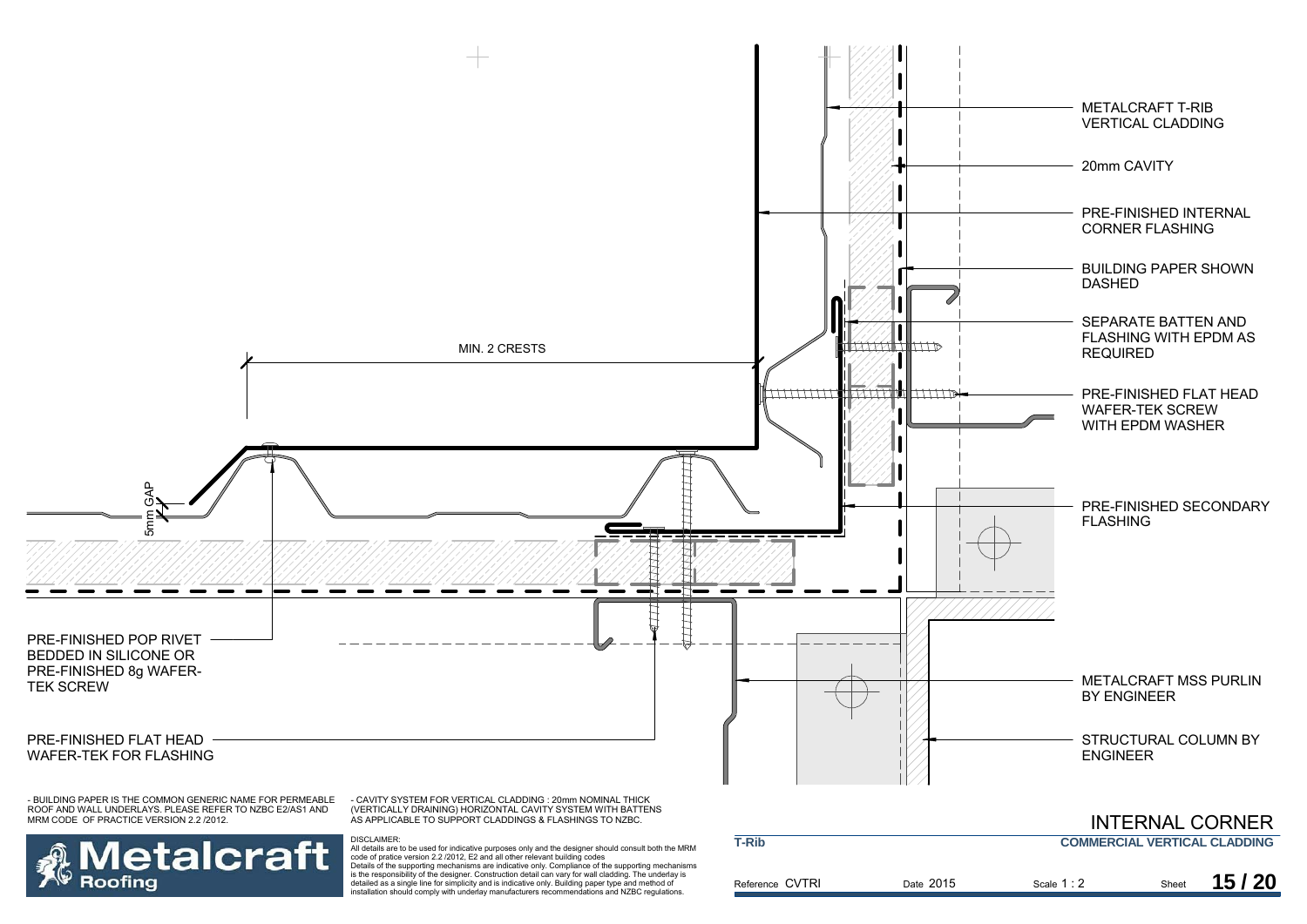METALCRAFT T-RIB VERTICAL CLADDING

20mm CAVITY

PRE-FINISHED INTERNAL CORNER FLASHING

BUILDING PAPER SHOWN DASHED

SEPARATE BATTEN AND FLASHING WITH EPDM AS REQUIRED

PRE-FINISHED FLAT HEAD WAFER-TEK SCREW WITH EPDM WASHER

MIN. 2 CRESTS

5mm GAP

PRE-FINISHED SECONDARY FLASHING

PRE-FINISHED POP RIVET BEDDED IN SILICONE OR PRE-FINISHED 8g WAFER-TEK SCREW

METALCRAFT MSS PURLIN BY ENGINEER

PRE-FINISHED FLAT HEAD WAFER-TEK FOR FLASHING

STRUCTURAL COLUMN BY ENGINEER

- BUILDING PAPER IS THE COMMON GENERIC NAME FOR PERMEABLE ROOF AND WALL UNDERLAYS. PLEASE REFER TO NZBC E2/AS1 AND MRM CODE OF PRACTICE VERSION 2.2 /2012.

- CAVITY SYSTEM FOR VERTICAL CLADDING : 20mm NOMINAL THICK (VERTICALLY DRAINING) HORIZONTAL CAVITY SYSTEM WITH BATTENS AS APPLICABLE TO SUPPORT CLADDINGS & FLASHINGS TO NZBC.

DISCLAIMER:
All details are to be used for indicative purposes only and the designer should consult both the MRM code of pratice version 2.2 /2012, E2 and all other relevant building codes
Details of the supporting mechanisms are indicative only. Compliance of the supporting mechanisms is the responsibility of the designer. Construction detail can vary for wall cladding. The underlay is detailed as a single line for simplicity and is indicative only. Building paper type and method of installation should comply with underlay manufacturers recommendations and NZBC regulations.

Metalcraft Roofing

# INTERNAL CORNER

T-Rib | COMMERCIAL VERTICAL CLADDING

Reference CVTRI | Date 2015 | Scale 1 : 2 | Sheet 15 / 20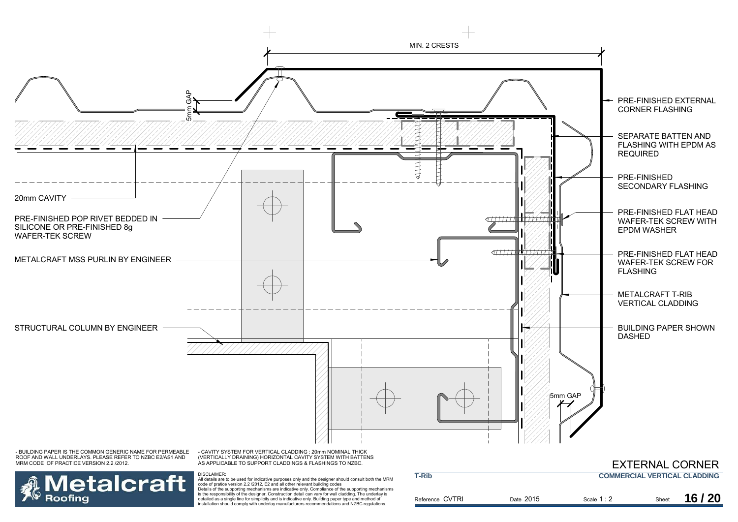MIN. 2 CRESTS

5mm GAP

20mm CAVITY

PRE-FINISHED POP RIVET BEDDED IN SILICONE OR PRE-FINISHED 8g WAFER-TEK SCREW

METALCRAFT MSS PURLIN BY ENGINEER

STRUCTURAL COLUMN BY ENGINEER

PRE-FINISHED EXTERNAL CORNER FLASHING

SEPARATE BATTEN AND FLASHING WITH EPDM AS REQUIRED

PRE-FINISHED SECONDARY FLASHING

PRE-FINISHED FLAT HEAD WAFER-TEK SCREW WITH EPDM WASHER

PRE-FINISHED FLAT HEAD WAFER-TEK SCREW FOR FLASHING

METALCRAFT T-RIB VERTICAL CLADDING

BUILDING PAPER SHOWN DASHED

5mm GAP

- BUILDING PAPER IS THE COMMON GENERIC NAME FOR PERMEABLE ROOF AND WALL UNDERLAYS. PLEASE REFER TO NZBC E2/AS1 AND MRM CODE OF PRACTICE VERSION 2.2 /2012.

- CAVITY SYSTEM FOR VERTICAL CLADDING : 20mm NOMINAL THICK (VERTICALLY DRAINING) HORIZONTAL CAVITY SYSTEM WITH BATTENS AS APPLICABLE TO SUPPORT CLADDINGS & FLASHINGS TO NZBC.

Metalcraft Roofing

DISCLAIMER:
All details are to be used for indicative purposes only and the designer should consult both the MRM code of pratice version 2.2 /2012, E2 and all other relevant building codes
Details of the supporting mechanisms are indicative only. Compliance of the supporting mechanisms is the responsibility of the designer. Construction detail can vary for wall cladding. The underlay is detailed as a single line for simplicity and is indicative only. Building paper type and method of installation should comply with underlay manufacturers recommendations and NZBC regulations.

# EXTERNAL CORNER

**T-Rib** — **COMMERCIAL VERTICAL CLADDING**

Reference CVTRI | Date 2015 | Scale 1 : 2 | Sheet **16 / 20**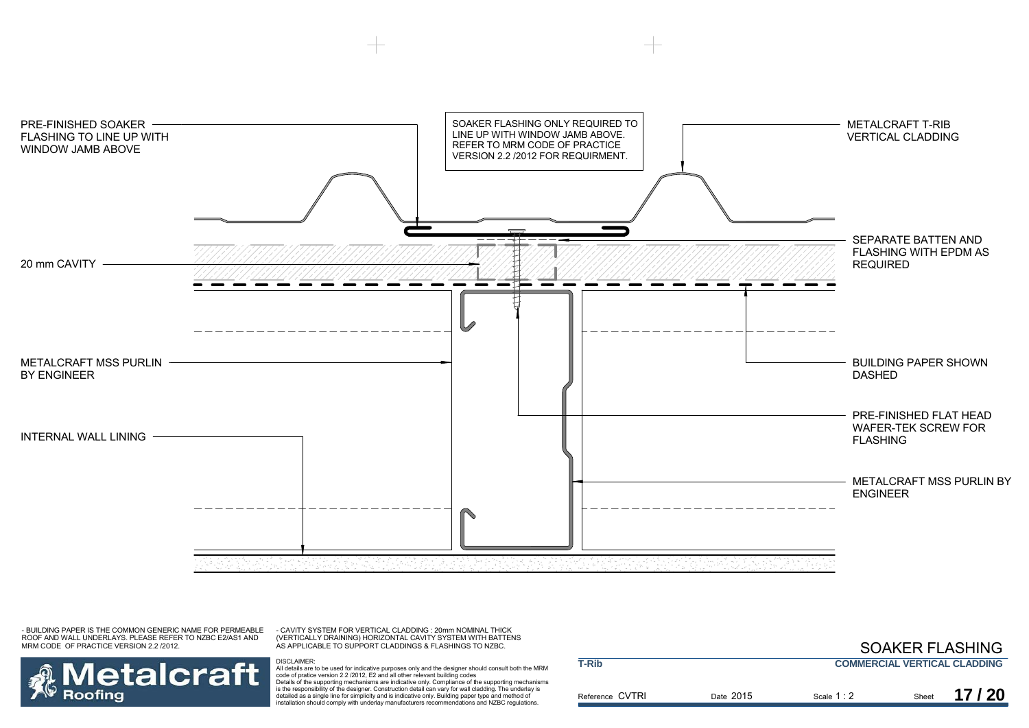PRE-FINISHED SOAKER FLASHING TO LINE UP WITH WINDOW JAMB ABOVE

SOAKER FLASHING ONLY REQUIRED TO LINE UP WITH WINDOW JAMB ABOVE. REFER TO MRM CODE OF PRACTICE VERSION 2.2 /2012 FOR REQUIRMENT.

METALCRAFT T-RIB VERTICAL CLADDING

SEPARATE BATTEN AND FLASHING WITH EPDM AS REQUIRED

20 mm CAVITY

METALCRAFT MSS PURLIN BY ENGINEER

BUILDING PAPER SHOWN DASHED

PRE-FINISHED FLAT HEAD WAFER-TEK SCREW FOR FLASHING

INTERNAL WALL LINING

METALCRAFT MSS PURLIN BY ENGINEER

- BUILDING PAPER IS THE COMMON GENERIC NAME FOR PERMEABLE ROOF AND WALL UNDERLAYS. PLEASE REFER TO NZBC E2/AS1 AND MRM CODE OF PRACTICE VERSION 2.2 /2012.

- CAVITY SYSTEM FOR VERTICAL CLADDING : 20mm NOMINAL THICK (VERTICALLY DRAINING) HORIZONTAL CAVITY SYSTEM WITH BATTENS AS APPLICABLE TO SUPPORT CLADDINGS & FLASHINGS TO NZBC.

DISCLAIMER:
All details are to be used for indicative purposes only and the designer should consult both the MRM code of pratice version 2.2 /2012, E2 and all other relevant building codes
Details of the supporting mechanisms are indicative only. Compliance of the supporting mechanisms is the responsibility of the designer. Construction detail can vary for wall cladding. The underlay is detailed as a single line for simplicity and is indicative only. Building paper type and method of installation should comply with underlay manufacturers recommendations and NZBC regulations.

## SOAKER FLASHING

**T-Rib** — **COMMERCIAL VERTICAL CLADDING**

Reference CVTRI | Date 2015 | Scale 1 : 2 | Sheet 17 / 20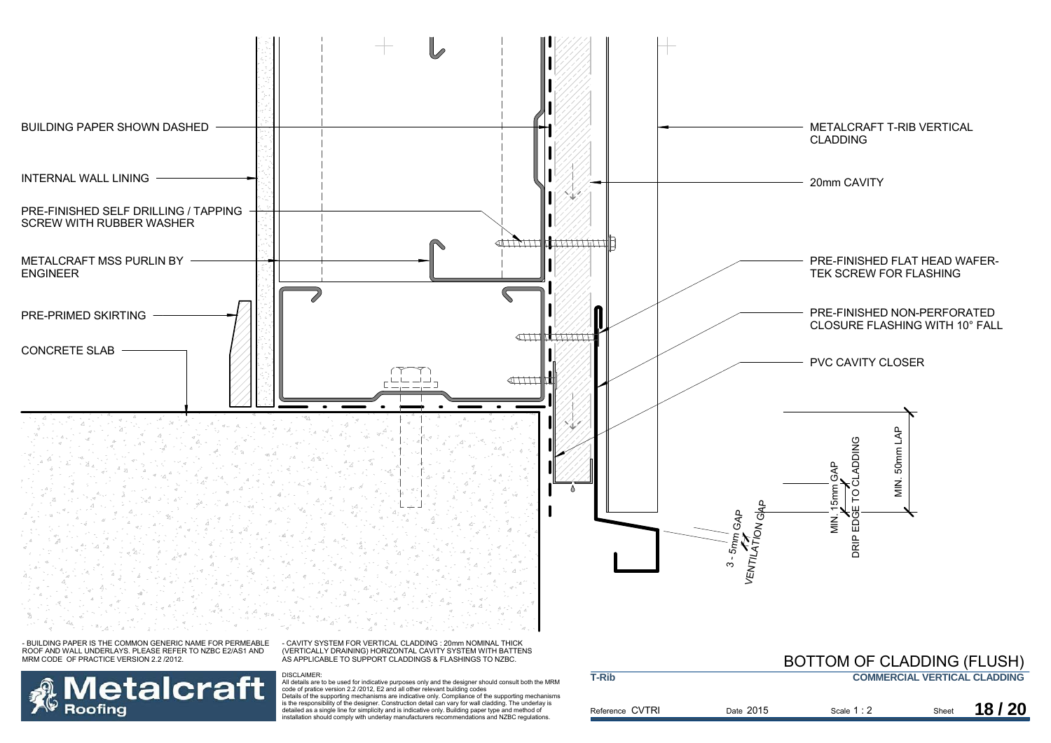BUILDING PAPER SHOWN DASHED

INTERNAL WALL LINING

PRE-FINISHED SELF DRILLING / TAPPING SCREW WITH RUBBER WASHER

METALCRAFT MSS PURLIN BY ENGINEER

PRE-PRIMED SKIRTING

CONCRETE SLAB

METALCRAFT T-RIB VERTICAL CLADDING

20mm CAVITY

PRE-FINISHED FLAT HEAD WAFER-TEK SCREW FOR FLASHING

PRE-FINISHED NON-PERFORATED CLOSURE FLASHING WITH 10° FALL

PVC CAVITY CLOSER

3 - 5mm GAP

VENTILATION GAP

MIN. 15mm GAP

DRIP EDGE TO CLADDING

MIN. 50mm LAP

- BUILDING PAPER IS THE COMMON GENERIC NAME FOR PERMEABLE ROOF AND WALL UNDERLAYS. PLEASE REFER TO NZBC E2/AS1 AND MRM CODE OF PRACTICE VERSION 2.2 /2012.

- CAVITY SYSTEM FOR VERTICAL CLADDING : 20mm NOMINAL THICK (VERTICALLY DRAINING) HORIZONTAL CAVITY SYSTEM WITH BATTENS AS APPLICABLE TO SUPPORT CLADDINGS & FLASHINGS TO NZBC.

**Metalcraft Roofing**

DISCLAIMER:
All details are to be used for indicative purposes only and the designer should consult both the MRM code of pratice version 2.2 /2012, E2 and all other relevant building codes
Details of the supporting mechanisms are indicative only. Compliance of the supporting mechanisms is the responsibility of the designer. Construction detail can vary for wall cladding. The underlay is detailed as a single line for simplicity and is indicative only. Building paper type and method of installation should comply with underlay manufacturers recommendations and NZBC regulations.

## BOTTOM OF CLADDING (FLUSH)

**T-Rib** — **COMMERCIAL VERTICAL CLADDING**

Reference CVTRI | Date 2015 | Scale 1 : 2 | Sheet **18 / 20**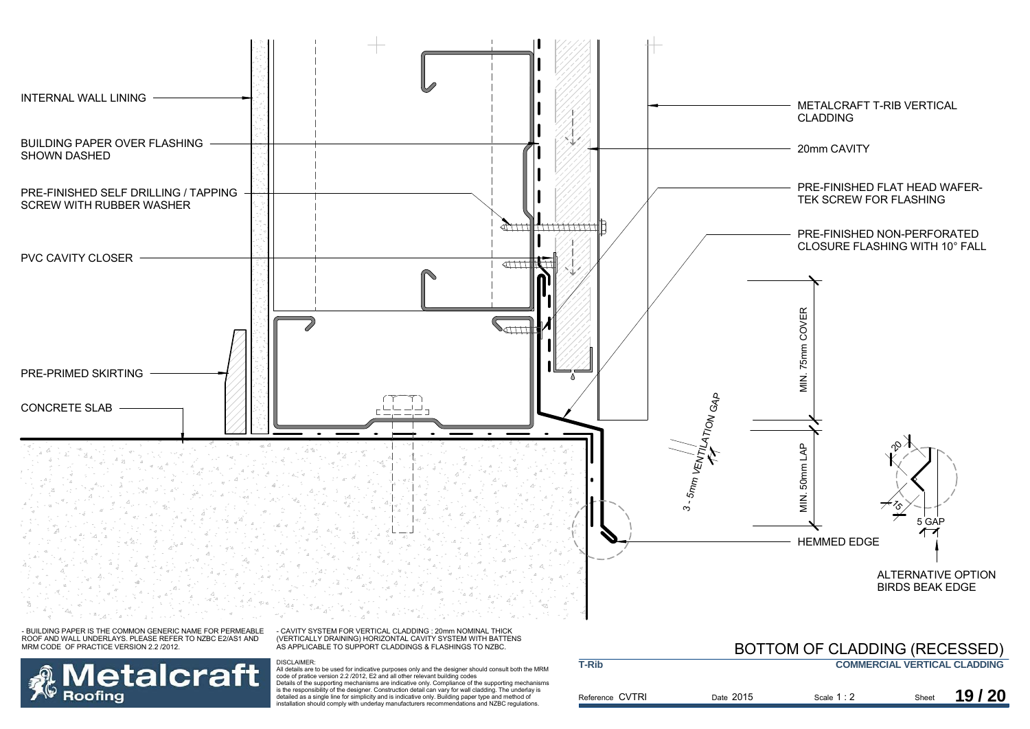INTERNAL WALL LINING

BUILDING PAPER OVER FLASHING SHOWN DASHED

PRE-FINISHED SELF DRILLING / TAPPING SCREW WITH RUBBER WASHER

PVC CAVITY CLOSER

PRE-PRIMED SKIRTING

CONCRETE SLAB

METALCRAFT T-RIB VERTICAL CLADDING

20mm CAVITY

PRE-FINISHED FLAT HEAD WAFER-TEK SCREW FOR FLASHING

PRE-FINISHED NON-PERFORATED CLOSURE FLASHING WITH 10° FALL

MIN. 75mm COVER

MIN. 50mm LAP

3 - 5mm VENTILATION GAP

HEMMED EDGE

20

15

5 GAP

ALTERNATIVE OPTION BIRDS BEAK EDGE

- BUILDING PAPER IS THE COMMON GENERIC NAME FOR PERMEABLE ROOF AND WALL UNDERLAYS. PLEASE REFER TO NZBC E2/AS1 AND MRM CODE OF PRACTICE VERSION 2.2 /2012.

- CAVITY SYSTEM FOR VERTICAL CLADDING : 20mm NOMINAL THICK (VERTICALLY DRAINING) HORIZONTAL CAVITY SYSTEM WITH BATTENS AS APPLICABLE TO SUPPORT CLADDINGS & FLASHINGS TO NZBC.

Metalcraft Roofing

DISCLAIMER:
All details are to be used for indicative purposes only and the designer should consult both the MRM code of pratice version 2.2 /2012, E2 and all other relevant building codes
Details of the supporting mechanisms are indicative only. Compliance of the supporting mechanisms is the responsibility of the designer. Construction detail can vary for wall cladding. The underlay is detailed as a single line for simplicity and is indicative only. Building paper type and method of installation should comply with underlay manufacturers recommendations and NZBC regulations.

# BOTTOM OF CLADDING (RECESSED)

**T-Rib** **COMMERCIAL VERTICAL CLADDING**

Reference CVTRI Date 2015 Scale 1 : 2 Sheet **19 / 20**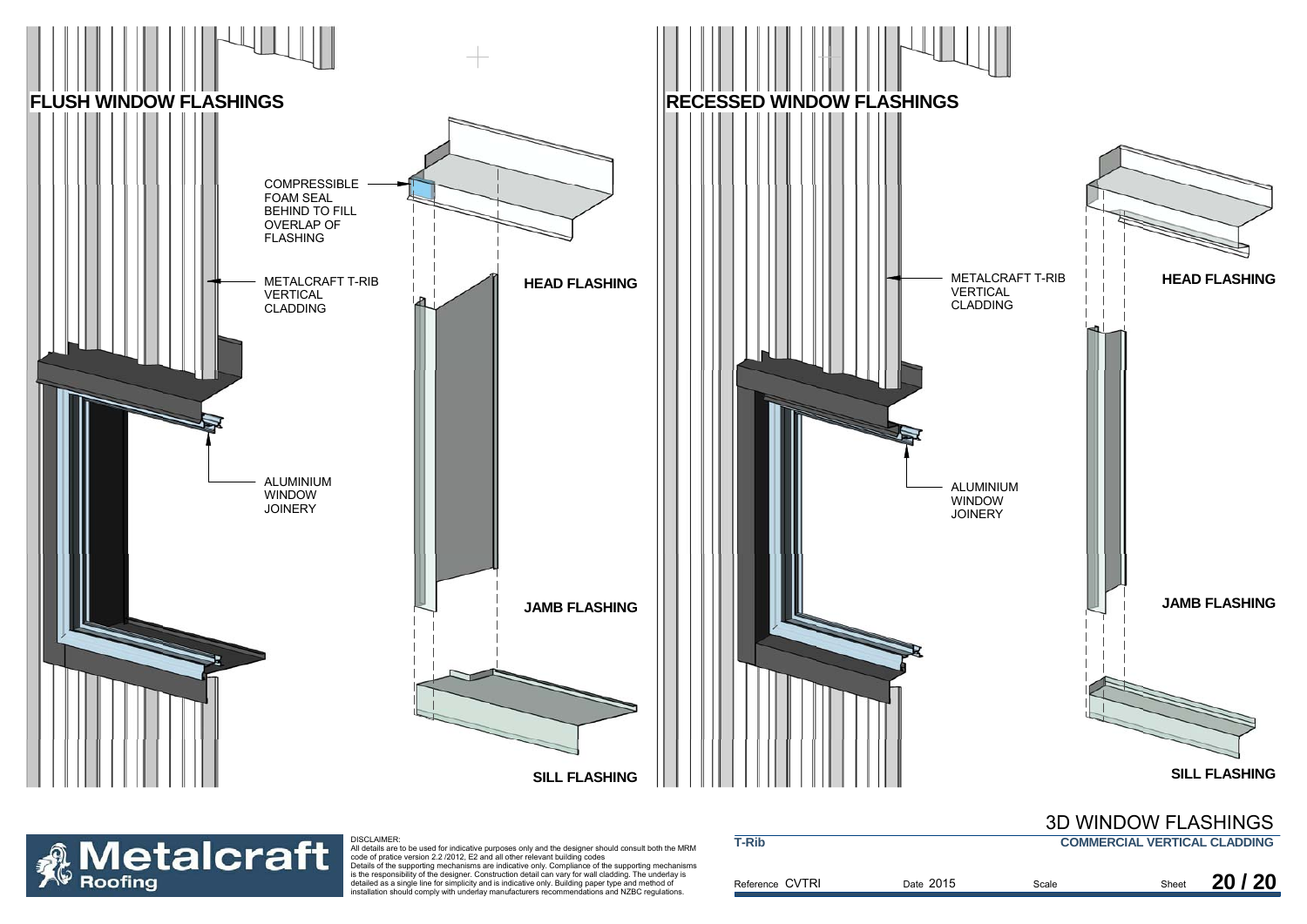## FLUSH WINDOW FLASHINGS

COMPRESSIBLE FOAM SEAL BEHIND TO FILL OVERLAP OF FLASHING

METALCRAFT T-RIB VERTICAL CLADDING

ALUMINIUM WINDOW JOINERY

**HEAD FLASHING**

**JAMB FLASHING**

**SILL FLASHING**

## RECESSED WINDOW FLASHINGS

METALCRAFT T-RIB VERTICAL CLADDING

ALUMINIUM WINDOW JOINERY

**HEAD FLASHING**

**JAMB FLASHING**

**SILL FLASHING**

# 3D WINDOW FLASHINGS

DISCLAIMER:
All details are to be used for indicative purposes only and the designer should consult both the MRM code of pratice version 2.2 /2012, E2 and all other relevant building codes
Details of the supporting mechanisms are indicative only. Compliance of the supporting mechanisms is the responsibility of the designer. Construction detail can vary for wall cladding. The underlay is detailed as a single line for simplicity and is indicative only. Building paper type and method of installation should comply with underlay manufacturers recommendations and NZBC regulations.

| | | | |
|---|---|---|---|
| **T-Rib** | | **COMMERCIAL VERTICAL CLADDING** | |
| Reference CVTRI | Date 2015 | Scale | Sheet **20 / 20** |